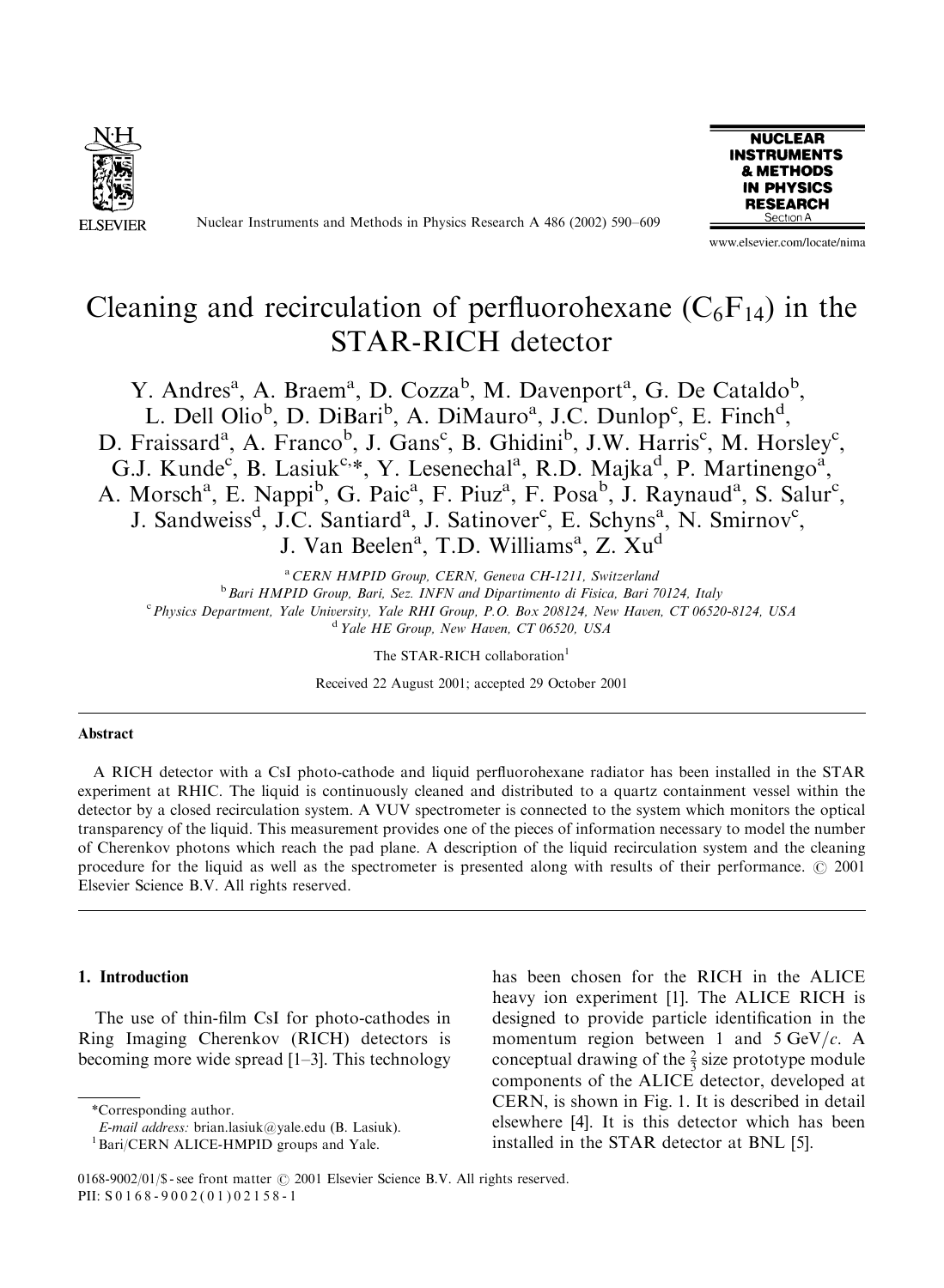# Cleaning and recirculation of perfluorohexane ($C_6F_{14}$) in the STAR-RICH detector

Y. Andres[a], A. Braem[a], D. Cozza[b], M. Davenport[a], G. De Cataldo[b], L. Dell Olio[b], D. DiBari[b], A. DiMauro[a], J.C. Dunlop[c], E. Finch[d], D. Fraissard[a], A. Franco[b], J. Gans[c], B. Ghidini[b], J.W. Harris[c], M. Horsley[c], G.J. Kunde[c], B. Lasiuk[c,*], Y. Lesenechal[a], R.D. Majka[d], P. Martinengo[a], A. Morsch[a], E. Nappi[b], G. Paic[a], F. Piuz[a], F. Posa[b], J. Raynaud[a], S. Salur[c], J. Sandweiss[d], J.C. Santiard[a], J. Satinover[c], E. Schyns[a], N. Smirnov[c], J. Van Beelen[a], T.D. Williams[a], Z. Xu[d]

[a] *CERN HMPID Group, CERN, Geneva CH-1211, Switzerland*

[b] *Bari HMPID Group, Bari, Sez. INFN and Dipartimento di Fisica, Bari 70124, Italy*

[c] *Physics Department, Yale University, Yale RHI Group, P.O. Box 208124, New Haven, CT 06520-8124, USA*

[d] *Yale HE Group, New Haven, CT 06520, USA*

The STAR-RICH collaboration[1]

Received 22 August 2001; accepted 29 October 2001

## Abstract

A RICH detector with a CsI photo-cathode and liquid perfluorohexane radiator has been installed in the STAR experiment at RHIC. The liquid is continuously cleaned and distributed to a quartz containment vessel within the detector by a closed recirculation system. A VUV spectrometer is connected to the system which monitors the optical transparency of the liquid. This measurement provides one of the pieces of information necessary to model the number of Cherenkov photons which reach the pad plane. A description of the liquid recirculation system and the cleaning procedure for the liquid as well as the spectrometer is presented along with results of their performance. © 2001 Elsevier Science B.V. All rights reserved.

## 1. Introduction

The use of thin-film CsI for photo-cathodes in Ring Imaging Cherenkov (RICH) detectors is becoming more wide spread [1–3]. This technology has been chosen for the RICH in the ALICE heavy ion experiment [1]. The ALICE RICH is designed to provide particle identification in the momentum region between 1 and 5 GeV/$c$. A conceptual drawing of the $\frac{2}{3}$ size prototype module components of the ALICE detector, developed at CERN, is shown in Fig. 1. It is described in detail elsewhere [4]. It is this detector which has been installed in the STAR detector at BNL [5].

*Corresponding author.

*E-mail address:* brian.lasiuk@yale.edu (B. Lasiuk).

[1] Bari/CERN ALICE-HMPID groups and Yale.

0168-9002/01/$ - see front matter © 2001 Elsevier Science B.V. All rights reserved.
PII: S0168-9002(01)02158-1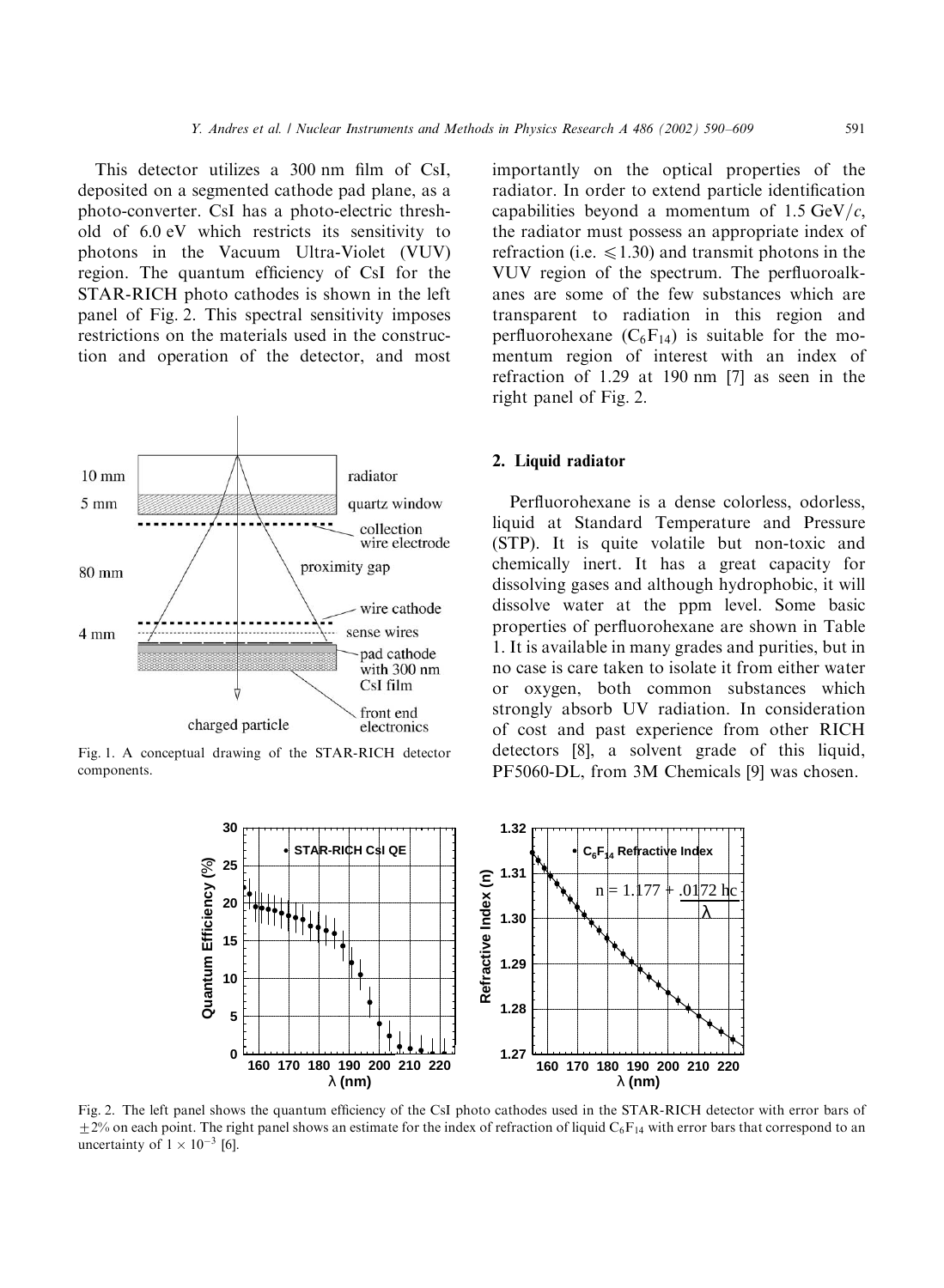This detector utilizes a 300 nm film of CsI, deposited on a segmented cathode pad plane, as a photo-converter. CsI has a photo-electric threshold of 6.0 eV which restricts its sensitivity to photons in the Vacuum Ultra-Violet (VUV) region. The quantum efficiency of CsI for the STAR-RICH photo cathodes is shown in the left panel of Fig. 2. This spectral sensitivity imposes restrictions on the materials used in the construction and operation of the detector, and most importantly on the optical properties of the radiator. In order to extend particle identification capabilities beyond a momentum of 1.5 GeV/$c$, the radiator must possess an appropriate index of refraction (i.e. $\leqslant 1.30$) and transmit photons in the VUV region of the spectrum. The perfluoroalkanes are some of the few substances which are transparent to radiation in this region and perfluorohexane ($C_6F_{14}$) is suitable for the momentum region of interest with an index of refraction of 1.29 at 190 nm [7] as seen in the right panel of Fig. 2.

10 mm
5 mm
80 mm
4 mm
radiator
quartz window
collection wire electrode
proximity gap
wire cathode
sense wires
pad cathode with 300 nm CsI film
front end electronics
charged particle

Fig. 1. A conceptual drawing of the STAR-RICH detector components.

## 2. Liquid radiator

Perfluorohexane is a dense colorless, odorless, liquid at Standard Temperature and Pressure (STP). It is quite volatile but non-toxic and chemically inert. It has a great capacity for dissolving gases and although hydrophobic, it will dissolve water at the ppm level. Some basic properties of perfluorohexane are shown in Table 1. It is available in many grades and purities, but in no case is care taken to isolate it from either water or oxygen, both common substances which strongly absorb UV radiation. In consideration of cost and past experience from other RICH detectors [8], a solvent grade of this liquid, PF5060-DL, from 3M Chemicals [9] was chosen.

STAR-RICH CsI QE
Quantum Efficiency (%)
0 5 10 15 20 25 30
160 170 180 190 200 210 220
λ (nm)

$C_6F_{14}$ Refractive Index
Refractive Index (n)
1.27 1.28 1.29 1.30 1.31 1.32
$n = 1.177 + .0172\,\frac{hc}{\lambda}$
160 170 180 190 200 210 220
λ (nm)

Fig. 2. The left panel shows the quantum efficiency of the CsI photo cathodes used in the STAR-RICH detector with error bars of $\pm 2\%$ on each point. The right panel shows an estimate for the index of refraction of liquid $C_6F_{14}$ with error bars that correspond to an uncertainty of $1 \times 10^{-3}$ [6].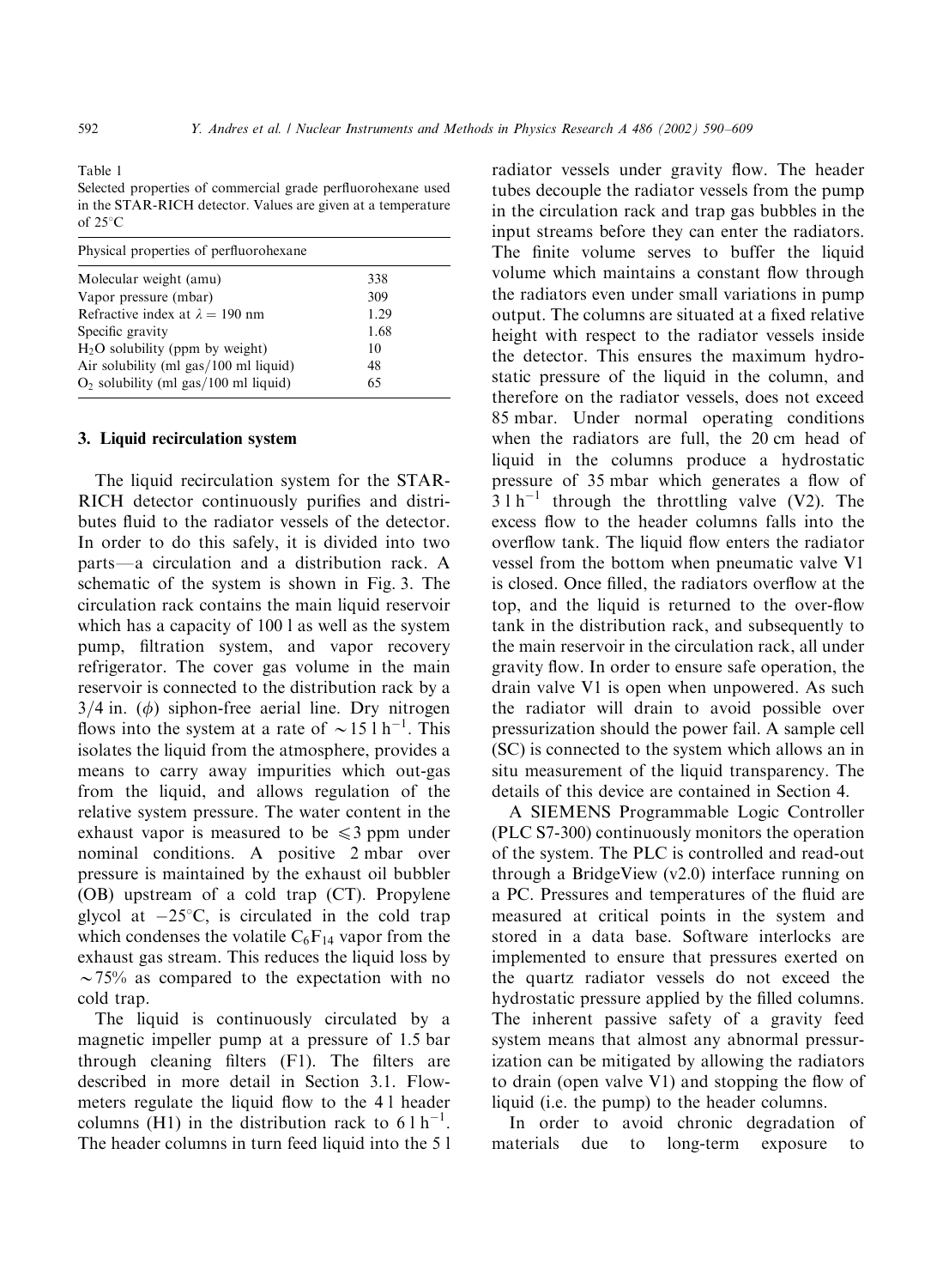Table 1
Selected properties of commercial grade perfluorohexane used in the STAR-RICH detector. Values are given at a temperature of 25°C

| Physical properties of perfluorohexane | |
|---|---|
| Molecular weight (amu) | 338 |
| Vapor pressure (mbar) | 309 |
| Refractive index at $\lambda = 190$ nm | 1.29 |
| Specific gravity | 1.68 |
| $H_2O$ solubility (ppm by weight) | 10 |
| Air solubility (ml gas/100 ml liquid) | 48 |
| $O_2$ solubility (ml gas/100 ml liquid) | 65 |

## 3. Liquid recirculation system

The liquid recirculation system for the STAR-RICH detector continuously purifies and distributes fluid to the radiator vessels of the detector. In order to do this safely, it is divided into two parts—a circulation and a distribution rack. A schematic of the system is shown in Fig. 3. The circulation rack contains the main liquid reservoir which has a capacity of 100 l as well as the system pump, filtration system, and vapor recovery refrigerator. The cover gas volume in the main reservoir is connected to the distribution rack by a 3/4 in. ($\phi$) siphon-free aerial line. Dry nitrogen flows into the system at a rate of $\sim 15\,\mathrm{l\,h^{-1}}$. This isolates the liquid from the atmosphere, provides a means to carry away impurities which out-gas from the liquid, and allows regulation of the relative system pressure. The water content in the exhaust vapor is measured to be $\leqslant 3$ ppm under nominal conditions. A positive 2 mbar over pressure is maintained by the exhaust oil bubbler (OB) upstream of a cold trap (CT). Propylene glycol at $-25$°C, is circulated in the cold trap which condenses the volatile $C_6F_{14}$ vapor from the exhaust gas stream. This reduces the liquid loss by $\sim 75\%$ as compared to the expectation with no cold trap.

The liquid is continuously circulated by a magnetic impeller pump at a pressure of 1.5 bar through cleaning filters (F1). The filters are described in more detail in Section 3.1. Flowmeters regulate the liquid flow to the 4 l header columns (H1) in the distribution rack to $6\,\mathrm{l\,h^{-1}}$. The header columns in turn feed liquid into the 5 l radiator vessels under gravity flow. The header tubes decouple the radiator vessels from the pump in the circulation rack and trap gas bubbles in the input streams before they can enter the radiators. The finite volume serves to buffer the liquid volume which maintains a constant flow through the radiators even under small variations in pump output. The columns are situated at a fixed relative height with respect to the radiator vessels inside the detector. This ensures the maximum hydrostatic pressure of the liquid in the column, and therefore on the radiator vessels, does not exceed 85 mbar. Under normal operating conditions when the radiators are full, the 20 cm head of liquid in the columns produce a hydrostatic pressure of 35 mbar which generates a flow of $3\,\mathrm{l\,h^{-1}}$ through the throttling valve (V2). The excess flow to the header columns falls into the overflow tank. The liquid flow enters the radiator vessel from the bottom when pneumatic valve V1 is closed. Once filled, the radiators overflow at the top, and the liquid is returned to the over-flow tank in the distribution rack, and subsequently to the main reservoir in the circulation rack, all under gravity flow. In order to ensure safe operation, the drain valve V1 is open when unpowered. As such the radiator will drain to avoid possible over pressurization should the power fail. A sample cell (SC) is connected to the system which allows an in situ measurement of the liquid transparency. The details of this device are contained in Section 4.

A SIEMENS Programmable Logic Controller (PLC S7-300) continuously monitors the operation of the system. The PLC is controlled and read-out through a BridgeView (v2.0) interface running on a PC. Pressures and temperatures of the fluid are measured at critical points in the system and stored in a data base. Software interlocks are implemented to ensure that pressures exerted on the quartz radiator vessels do not exceed the hydrostatic pressure applied by the filled columns. The inherent passive safety of a gravity feed system means that almost any abnormal pressurization can be mitigated by allowing the radiators to drain (open valve V1) and stopping the flow of liquid (i.e. the pump) to the header columns.

In order to avoid chronic degradation of materials due to long-term exposure to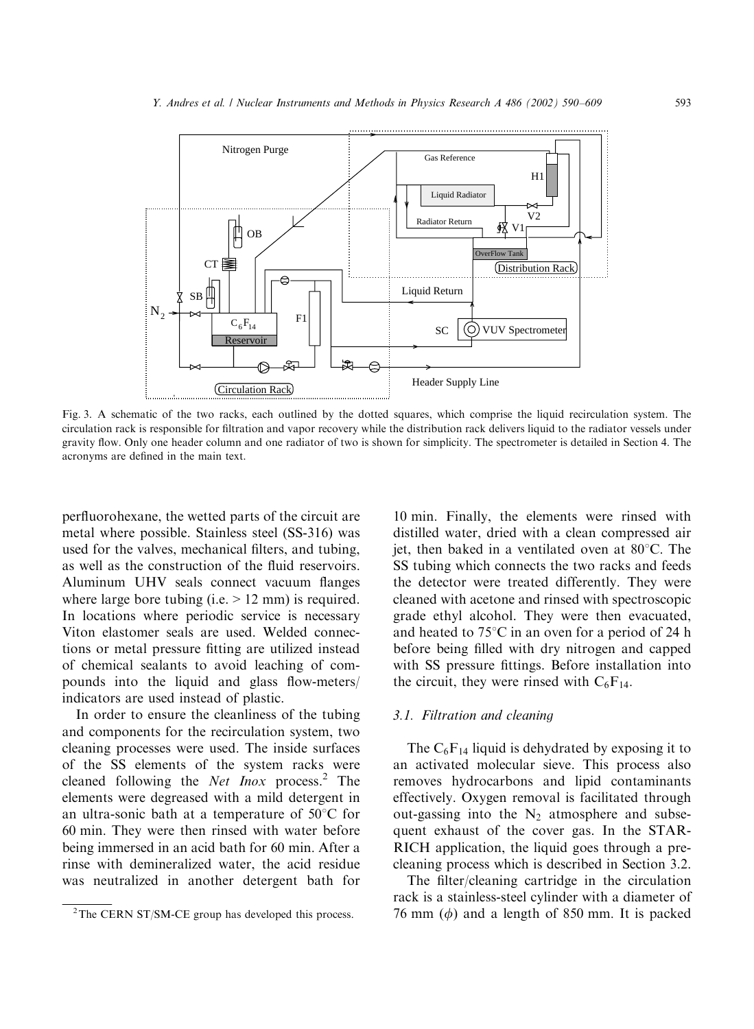Nitrogen Purge

Gas Reference

H1

Liquid Radiator

V2

Radiator Return

V1

OB

OverFlow Tank

CT

Distribution Rack

Liquid Return

SB

$N_2$

$C_6F_{14}$

Reservoir

F1

SC

VUV Spectrometer

Header Supply Line

Circulation Rack

Fig. 3. A schematic of the two racks, each outlined by the dotted squares, which comprise the liquid recirculation system. The circulation rack is responsible for filtration and vapor recovery while the distribution rack delivers liquid to the radiator vessels under gravity flow. Only one header column and one radiator of two is shown for simplicity. The spectrometer is detailed in Section 4. The acronyms are defined in the main text.

perfluorohexane, the wetted parts of the circuit are metal where possible. Stainless steel (SS-316) was used for the valves, mechanical filters, and tubing, as well as the construction of the fluid reservoirs. Aluminum UHV seals connect vacuum flanges where large bore tubing (i.e. > 12 mm) is required. In locations where periodic service is necessary Viton elastomer seals are used. Welded connections or metal pressure fitting are utilized instead of chemical sealants to avoid leaching of compounds into the liquid and glass flow-meters/indicators are used instead of plastic.

In order to ensure the cleanliness of the tubing and components for the recirculation system, two cleaning processes were used. The inside surfaces of the SS elements of the system racks were cleaned following the *Net Inox* process.[2] The elements were degreased with a mild detergent in an ultra-sonic bath at a temperature of 50°C for 60 min. They were then rinsed with water before being immersed in an acid bath for 60 min. After a rinse with demineralized water, the acid residue was neutralized in another detergent bath for 10 min. Finally, the elements were rinsed with distilled water, dried with a clean compressed air jet, then baked in a ventilated oven at 80°C. The SS tubing which connects the two racks and feeds the detector were treated differently. They were cleaned with acetone and rinsed with spectroscopic grade ethyl alcohol. They were then evacuated, and heated to 75°C in an oven for a period of 24 h before being filled with dry nitrogen and capped with SS pressure fittings. Before installation into the circuit, they were rinsed with $C_6F_{14}$.

[2] The CERN ST/SM-CE group has developed this process.

### 3.1. Filtration and cleaning

The $C_6F_{14}$ liquid is dehydrated by exposing it to an activated molecular sieve. This process also removes hydrocarbons and lipid contaminants effectively. Oxygen removal is facilitated through out-gassing into the $N_2$ atmosphere and subsequent exhaust of the cover gas. In the STAR-RICH application, the liquid goes through a pre-cleaning process which is described in Section 3.2.

The filter/cleaning cartridge in the circulation rack is a stainless-steel cylinder with a diameter of 76 mm ($\phi$) and a length of 850 mm. It is packed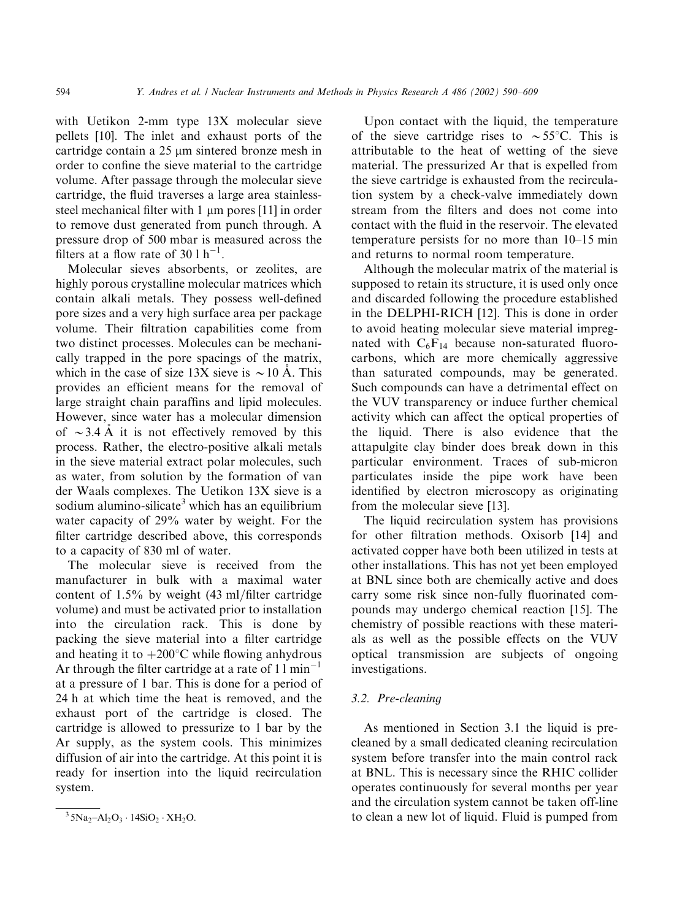with Uetikon 2-mm type 13X molecular sieve pellets [10]. The inlet and exhaust ports of the cartridge contain a 25 μm sintered bronze mesh in order to confine the sieve material to the cartridge volume. After passage through the molecular sieve cartridge, the fluid traverses a large area stainless-steel mechanical filter with 1 μm pores [11] in order to remove dust generated from punch through. A pressure drop of 500 mbar is measured across the filters at a flow rate of $30\,\mathrm{l\,h^{-1}}$.

Molecular sieves absorbents, or zeolites, are highly porous crystalline molecular matrices which contain alkali metals. They possess well-defined pore sizes and a very high surface area per package volume. Their filtration capabilities come from two distinct processes. Molecules can be mechanically trapped in the pore spacings of the matrix, which in the case of size 13X sieve is ~10 Å. This provides an efficient means for the removal of large straight chain paraffins and lipid molecules. However, since water has a molecular dimension of ~3.4 Å it is not effectively removed by this process. Rather, the electro-positive alkali metals in the sieve material extract polar molecules, such as water, from solution by the formation of van der Waals complexes. The Uetikon 13X sieve is a sodium alumino-silicate[3] which has an equilibrium water capacity of 29% water by weight. For the filter cartridge described above, this corresponds to a capacity of 830 ml of water.

The molecular sieve is received from the manufacturer in bulk with a maximal water content of 1.5% by weight (43 ml/filter cartridge volume) and must be activated prior to installation into the circulation rack. This is done by packing the sieve material into a filter cartridge and heating it to +200°C while flowing anhydrous Ar through the filter cartridge at a rate of $1\,\mathrm{l\,min^{-1}}$ at a pressure of 1 bar. This is done for a period of 24 h at which time the heat is removed, and the exhaust port of the cartridge is closed. The cartridge is allowed to pressurize to 1 bar by the Ar supply, as the system cools. This minimizes diffusion of air into the cartridge. At this point it is ready for insertion into the liquid recirculation system.

[3] $5Na_2\text{–}Al_2O_3 \cdot 14SiO_2 \cdot XH_2O$.

Upon contact with the liquid, the temperature of the sieve cartridge rises to ~55°C. This is attributable to the heat of wetting of the sieve material. The pressurized Ar that is expelled from the sieve cartridge is exhausted from the recirculation system by a check-valve immediately down stream from the filters and does not come into contact with the fluid in the reservoir. The elevated temperature persists for no more than 10–15 min and returns to normal room temperature.

Although the molecular matrix of the material is supposed to retain its structure, it is used only once and discarded following the procedure established in the DELPHI-RICH [12]. This is done in order to avoid heating molecular sieve material impregnated with $C_6F_{14}$ because non-saturated fluorocarbons, which are more chemically aggressive than saturated compounds, may be generated. Such compounds can have a detrimental effect on the VUV transparency or induce further chemical activity which can affect the optical properties of the liquid. There is also evidence that the attapulgite clay binder does break down in this particular environment. Traces of sub-micron particulates inside the pipe work have been identified by electron microscopy as originating from the molecular sieve [13].

The liquid recirculation system has provisions for other filtration methods. Oxisorb [14] and activated copper have both been utilized in tests at other installations. This has not yet been employed at BNL since both are chemically active and does carry some risk since non-fully fluorinated compounds may undergo chemical reaction [15]. The chemistry of possible reactions with these materials as well as the possible effects on the VUV optical transmission are subjects of ongoing investigations.

### 3.2. Pre-cleaning

As mentioned in Section 3.1 the liquid is pre-cleaned by a small dedicated cleaning recirculation system before transfer into the main control rack at BNL. This is necessary since the RHIC collider operates continuously for several months per year and the circulation system cannot be taken off-line to clean a new lot of liquid. Fluid is pumped from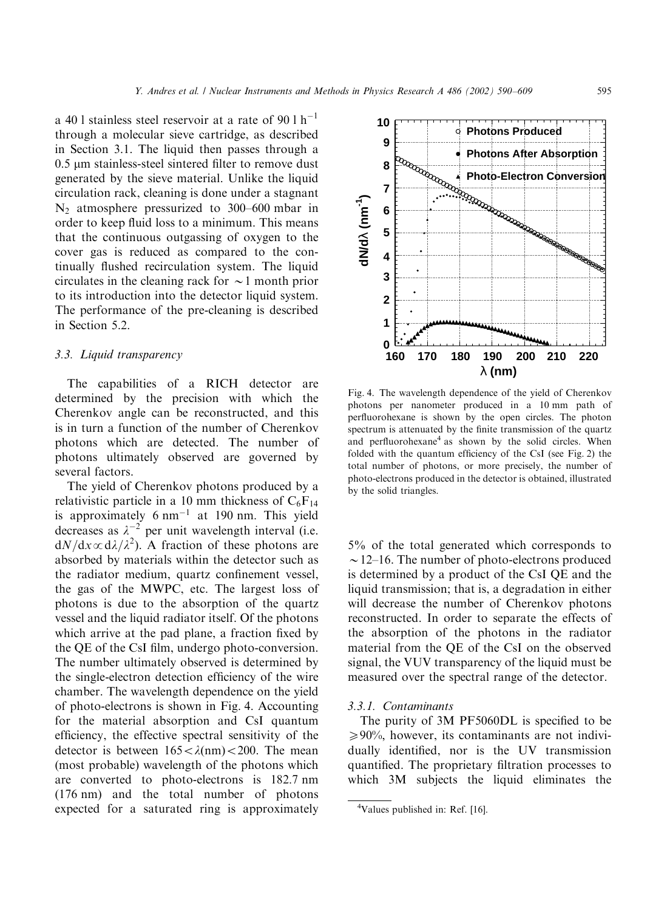a 40 l stainless steel reservoir at a rate of 90 l $h^{-1}$ through a molecular sieve cartridge, as described in Section 3.1. The liquid then passes through a 0.5 μm stainless-steel sintered filter to remove dust generated by the sieve material. Unlike the liquid circulation rack, cleaning is done under a stagnant $N_2$ atmosphere pressurized to 300–600 mbar in order to keep fluid loss to a minimum. This means that the continuous outgassing of oxygen to the cover gas is reduced as compared to the continually flushed recirculation system. The liquid circulates in the cleaning rack for ~1 month prior to its introduction into the detector liquid system. The performance of the pre-cleaning is described in Section 5.2.

### 3.3. Liquid transparency

The capabilities of a RICH detector are determined by the precision with which the Cherenkov angle can be reconstructed, and this is in turn a function of the number of Cherenkov photons which are detected. The number of photons ultimately observed are governed by several factors.

The yield of Cherenkov photons produced by a relativistic particle in a 10 mm thickness of $C_6F_{14}$ is approximately 6 $nm^{-1}$ at 190 nm. This yield decreases as $\lambda^{-2}$ per unit wavelength interval (i.e. $dN/dx \propto d\lambda/\lambda^2$). A fraction of these photons are absorbed by materials within the detector such as the radiator medium, quartz confinement vessel, the gas of the MWPC, etc. The largest loss of photons is due to the absorption of the quartz vessel and the liquid radiator itself. Of the photons which arrive at the pad plane, a fraction fixed by the QE of the CsI film, undergo photo-conversion. The number ultimately observed is determined by the single-electron detection efficiency of the wire chamber. The wavelength dependence on the yield of photo-electrons is shown in Fig. 4. Accounting for the material absorption and CsI quantum efficiency, the effective spectral sensitivity of the detector is between $165 < \lambda(\text{nm}) < 200$. The mean (most probable) wavelength of the photons which are converted to photo-electrons is 182.7 nm (176 nm) and the total number of photons expected for a saturated ring is approximately

10
9
8
7
6
5
4
3
2
1
0
dN/dλ (nm$^{-1}$)
160 170 180 190 200 210 220
λ (nm)
Photons Produced
Photons After Absorption
Photo-Electron Conversion

Fig. 4. The wavelength dependence of the yield of Cherenkov photons per nanometer produced in a 10 mm path of perfluorohexane is shown by the open circles. The photon spectrum is attenuated by the finite transmission of the quartz and perfluorohexane[4] as shown by the solid circles. When folded with the quantum efficiency of the CsI (see Fig. 2) the total number of photons, or more precisely, the number of photo-electrons produced in the detector is obtained, illustrated by the solid triangles.

5% of the total generated which corresponds to ~12–16. The number of photo-electrons produced is determined by a product of the CsI QE and the liquid transmission; that is, a degradation in either will decrease the number of Cherenkov photons reconstructed. In order to separate the effects of the absorption of the photons in the radiator material from the QE of the CsI on the observed signal, the VUV transparency of the liquid must be measured over the spectral range of the detector.

#### 3.3.1. Contaminants

The purity of 3M PF5060DL is specified to be ⩾90%, however, its contaminants are not individually identified, nor is the UV transmission quantified. The proprietary filtration processes to which 3M subjects the liquid eliminates the

[4] Values published in: Ref. [16].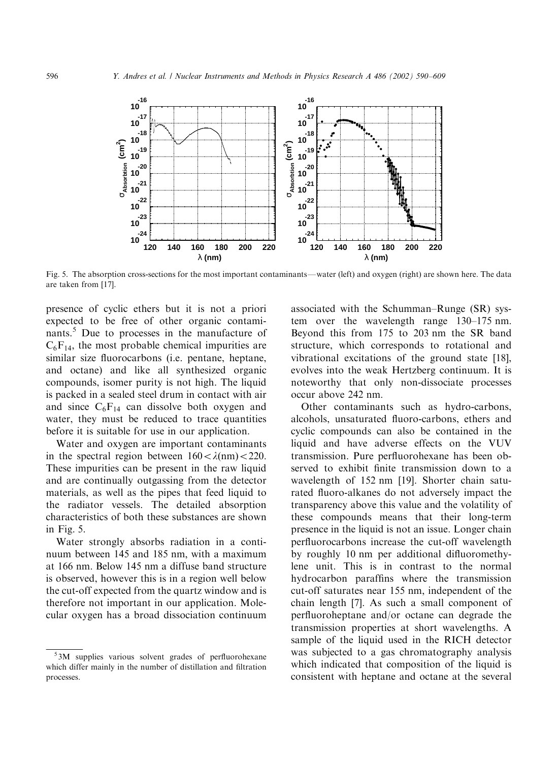10
-16
10
-17
10
-18
10
-19
10
-20
10
-21
10
-22
10
-23
10
-24
σ Absorption (cm²)
120 140 160 180 200 220
λ (nm)

10
-16
10
-17
10
-18
10
-19
10
-20
10
-21
10
-22
10
-23
10
-24
σ Absorption (cm²)
120 140 160 180 200 220
λ (nm)

Fig. 5. The absorption cross-sections for the most important contaminants—water (left) and oxygen (right) are shown here. The data are taken from [17].

presence of cyclic ethers but it is not a priori expected to be free of other organic contaminants.[5] Due to processes in the manufacture of $C_6F_{14}$, the most probable chemical impurities are similar size fluorocarbons (i.e. pentane, heptane, and octane) and like all synthesized organic compounds, isomer purity is not high. The liquid is packed in a sealed steel drum in contact with air and since $C_6F_{14}$ can dissolve both oxygen and water, they must be reduced to trace quantities before it is suitable for use in our application.

Water and oxygen are important contaminants in the spectral region between $160 < \lambda(\text{nm}) < 220$. These impurities can be present in the raw liquid and are continually outgassing from the detector materials, as well as the pipes that feed liquid to the radiator vessels. The detailed absorption characteristics of both these substances are shown in Fig. 5.

Water strongly absorbs radiation in a continuum between 145 and 185 nm, with a maximum at 166 nm. Below 145 nm a diffuse band structure is observed, however this is in a region well below the cut-off expected from the quartz window and is therefore not important in our application. Molecular oxygen has a broad dissociation continuum associated with the Schumman–Runge (SR) system over the wavelength range 130–175 nm. Beyond this from 175 to 203 nm the SR band structure, which corresponds to rotational and vibrational excitations of the ground state [18], evolves into the weak Hertzberg continuum. It is noteworthy that only non-dissociate processes occur above 242 nm.

Other contaminants such as hydro-carbons, alcohols, unsaturated fluoro-carbons, ethers and cyclic compounds can also be contained in the liquid and have adverse effects on the VUV transmission. Pure perfluorohexane has been observed to exhibit finite transmission down to a wavelength of 152 nm [19]. Shorter chain saturated fluoro-alkanes do not adversely impact the transparency above this value and the volatility of these compounds means that their long-term presence in the liquid is not an issue. Longer chain perfluorocarbons increase the cut-off wavelength by roughly 10 nm per additional difluoromethylene unit. This is in contrast to the normal hydrocarbon paraffins where the transmission cut-off saturates near 155 nm, independent of the chain length [7]. As such a small component of perfluoroheptane and/or octane can degrade the transmission properties at short wavelengths. A sample of the liquid used in the RICH detector was subjected to a gas chromatography analysis which indicated that composition of the liquid is consistent with heptane and octane at the several

[5] 3M supplies various solvent grades of perfluorohexane which differ mainly in the number of distillation and filtration processes.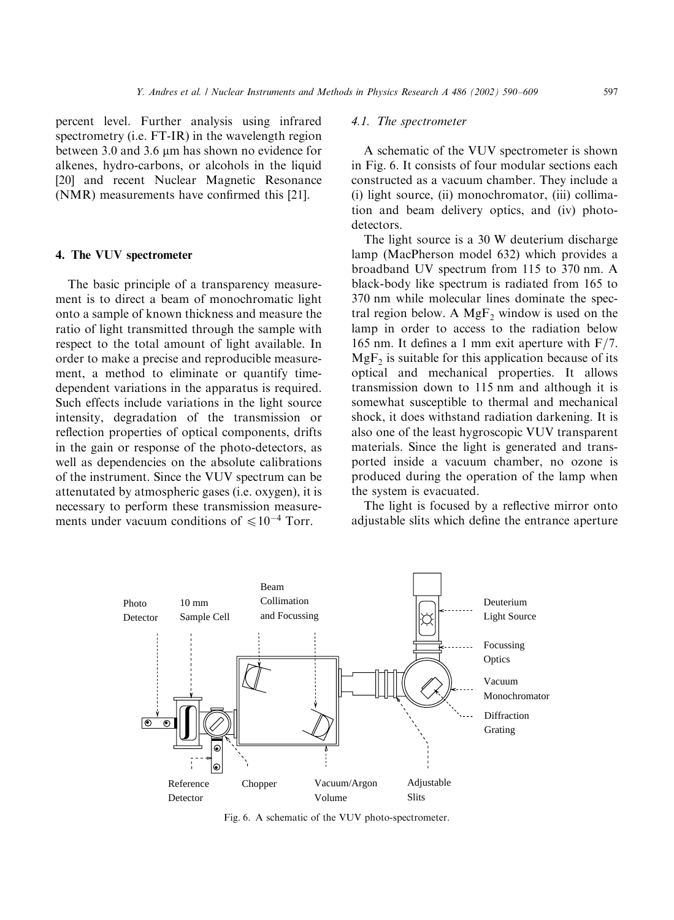percent level. Further analysis using infrared spectrometry (i.e. FT-IR) in the wavelength region between 3.0 and 3.6 μm has shown no evidence for alkenes, hydro-carbons, or alcohols in the liquid [20] and recent Nuclear Magnetic Resonance (NMR) measurements have confirmed this [21].

## 4. The VUV spectrometer

The basic principle of a transparency measurement is to direct a beam of monochromatic light onto a sample of known thickness and measure the ratio of light transmitted through the sample with respect to the total amount of light available. In order to make a precise and reproducible measurement, a method to eliminate or quantify time-dependent variations in the apparatus is required. Such effects include variations in the light source intensity, degradation of the transmission or reflection properties of optical components, drifts in the gain or response of the photo-detectors, as well as dependencies on the absolute calibrations of the instrument. Since the VUV spectrum can be attenutated by atmospheric gases (i.e. oxygen), it is necessary to perform these transmission measurements under vacuum conditions of $\leqslant 10^{-4}$ Torr.

### 4.1. The spectrometer

A schematic of the VUV spectrometer is shown in Fig. 6. It consists of four modular sections each constructed as a vacuum chamber. They include a (i) light source, (ii) monochromator, (iii) collimation and beam delivery optics, and (iv) photo-detectors.

The light source is a 30 W deuterium discharge lamp (MacPherson model 632) which provides a broadband UV spectrum from 115 to 370 nm. A black-body like spectrum is radiated from 165 to 370 nm while molecular lines dominate the spectral region below. A $MgF_2$ window is used on the lamp in order to access to the radiation below 165 nm. It defines a 1 mm exit aperture with F/7. $MgF_2$ is suitable for this application because of its optical and mechanical properties. It allows transmission down to 115 nm and although it is somewhat susceptible to thermal and mechanical shock, it does withstand radiation darkening. It is also one of the least hygroscopic VUV transparent materials. Since the light is generated and transported inside a vacuum chamber, no ozone is produced during the operation of the lamp when the system is evacuated.

The light is focused by a reflective mirror onto adjustable slits which define the entrance aperture

Photo Detector

10 mm Sample Cell

Beam Collimation and Focussing

Deuterium Light Source

Focussing Optics

Vacuum Monochromator

Diffraction Grating

Reference Detector

Chopper

Vacuum/Argon Volume

Adjustable Slits

Fig. 6. A schematic of the VUV photo-spectrometer.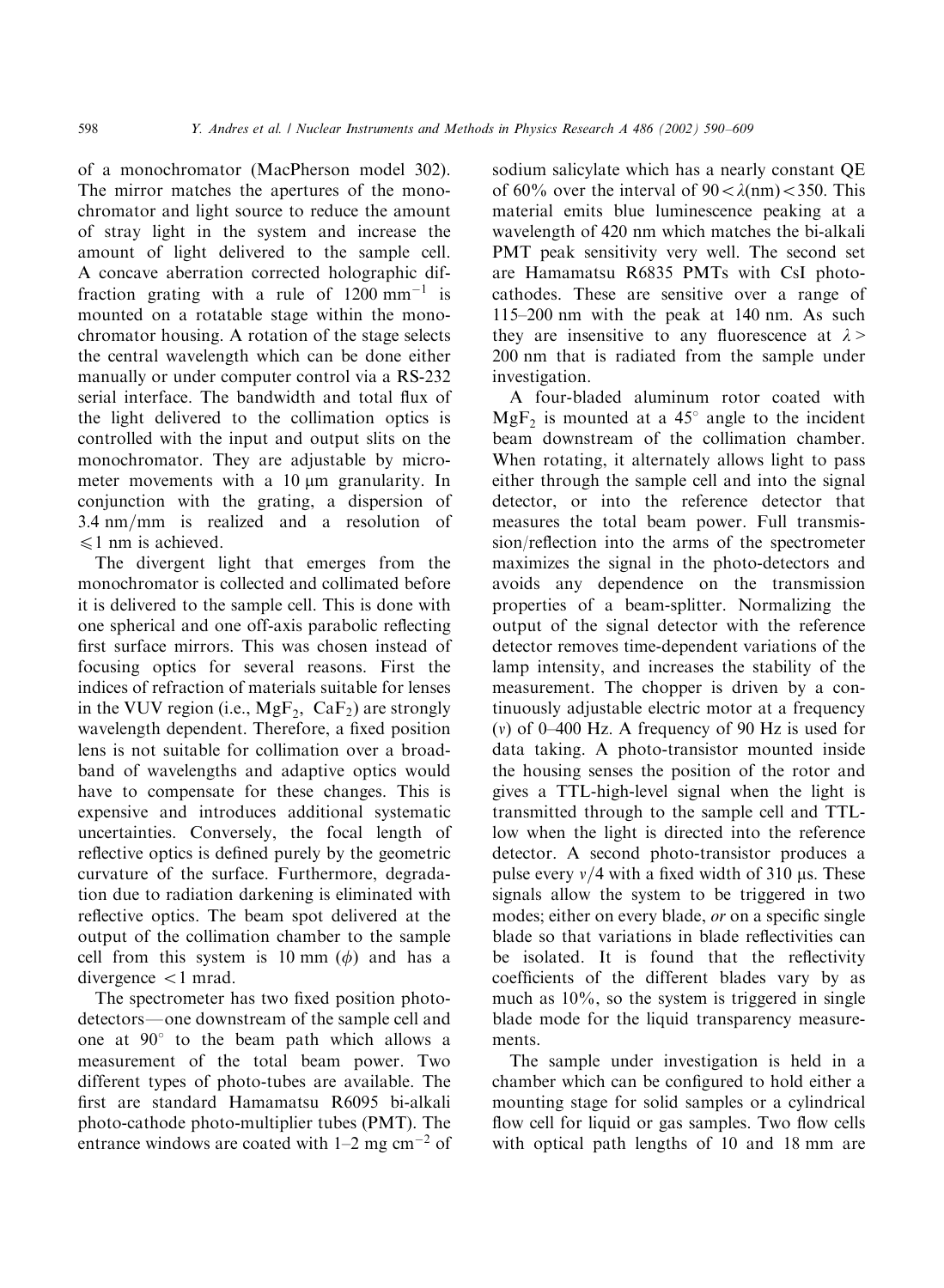of a monochromator (MacPherson model 302). The mirror matches the apertures of the monochromator and light source to reduce the amount of stray light in the system and increase the amount of light delivered to the sample cell. A concave aberration corrected holographic diffraction grating with a rule of $1200\ \mathrm{mm}^{-1}$ is mounted on a rotatable stage within the monochromator housing. A rotation of the stage selects the central wavelength which can be done either manually or under computer control via a RS-232 serial interface. The bandwidth and total flux of the light delivered to the collimation optics is controlled with the input and output slits on the monochromator. They are adjustable by micrometer movements with a 10 μm granularity. In conjunction with the grating, a dispersion of 3.4 nm/mm is realized and a resolution of $\leqslant 1$ nm is achieved.

The divergent light that emerges from the monochromator is collected and collimated before it is delivered to the sample cell. This is done with one spherical and one off-axis parabolic reflecting first surface mirrors. This was chosen instead of focusing optics for several reasons. First the indices of refraction of materials suitable for lenses in the VUV region (i.e., $MgF_2$, $CaF_2$) are strongly wavelength dependent. Therefore, a fixed position lens is not suitable for collimation over a broadband of wavelengths and adaptive optics would have to compensate for these changes. This is expensive and introduces additional systematic uncertainties. Conversely, the focal length of reflective optics is defined purely by the geometric curvature of the surface. Furthermore, degradation due to radiation darkening is eliminated with reflective optics. The beam spot delivered at the output of the collimation chamber to the sample cell from this system is 10 mm ($\phi$) and has a divergence <1 mrad.

The spectrometer has two fixed position photodetectors—one downstream of the sample cell and one at 90° to the beam path which allows a measurement of the total beam power. Two different types of photo-tubes are available. The first are standard Hamamatsu R6095 bi-alkali photo-cathode photo-multiplier tubes (PMT). The entrance windows are coated with 1–2 mg $\mathrm{cm}^{-2}$ of sodium salicylate which has a nearly constant QE of 60% over the interval of $90<\lambda(\mathrm{nm})<350$. This material emits blue luminescence peaking at a wavelength of 420 nm which matches the bi-alkali PMT peak sensitivity very well. The second set are Hamamatsu R6835 PMTs with CsI photocathodes. These are sensitive over a range of 115–200 nm with the peak at 140 nm. As such they are insensitive to any fluorescence at $\lambda >$ 200 nm that is radiated from the sample under investigation.

A four-bladed aluminum rotor coated with $MgF_2$ is mounted at a 45° angle to the incident beam downstream of the collimation chamber. When rotating, it alternately allows light to pass either through the sample cell and into the signal detector, or into the reference detector that measures the total beam power. Full transmission/reflection into the arms of the spectrometer maximizes the signal in the photo-detectors and avoids any dependence on the transmission properties of a beam-splitter. Normalizing the output of the signal detector with the reference detector removes time-dependent variations of the lamp intensity, and increases the stability of the measurement. The chopper is driven by a continuously adjustable electric motor at a frequency ($v$) of 0–400 Hz. A frequency of 90 Hz is used for data taking. A photo-transistor mounted inside the housing senses the position of the rotor and gives a TTL-high-level signal when the light is transmitted through to the sample cell and TTL-low when the light is directed into the reference detector. A second photo-transistor produces a pulse every $v/4$ with a fixed width of 310 μs. These signals allow the system to be triggered in two modes; either on every blade, *or* on a specific single blade so that variations in blade reflectivities can be isolated. It is found that the reflectivity coefficients of the different blades vary by as much as 10%, so the system is triggered in single blade mode for the liquid transparency measurements.

The sample under investigation is held in a chamber which can be configured to hold either a mounting stage for solid samples or a cylindrical flow cell for liquid or gas samples. Two flow cells with optical path lengths of 10 and 18 mm are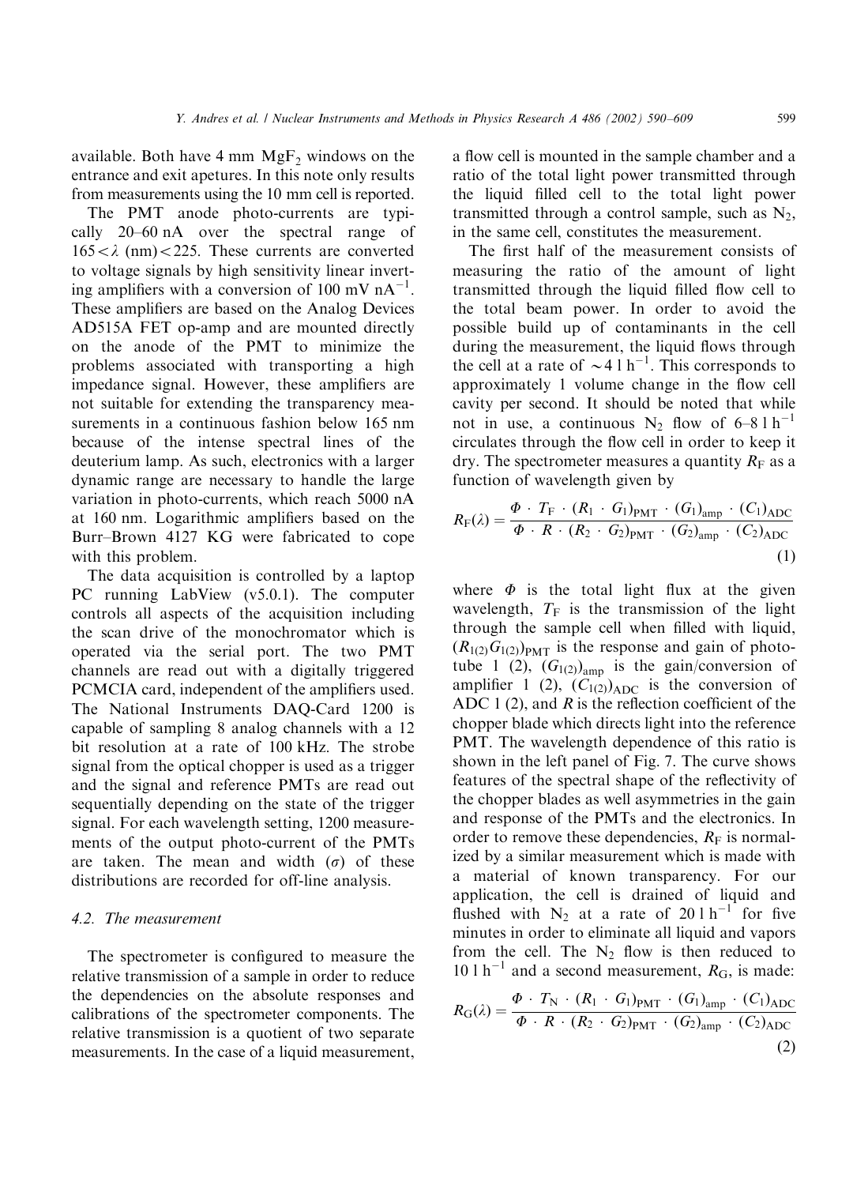available. Both have 4 mm $MgF_2$ windows on the entrance and exit apetures. In this note only results from measurements using the 10 mm cell is reported.

The PMT anode photo-currents are typically 20–60 nA over the spectral range of $165 < \lambda$ (nm) $< 225$. These currents are converted to voltage signals by high sensitivity linear inverting amplifiers with a conversion of 100 mV $nA^{-1}$. These amplifiers are based on the Analog Devices AD515A FET op-amp and are mounted directly on the anode of the PMT to minimize the problems associated with transporting a high impedance signal. However, these amplifiers are not suitable for extending the transparency measurements in a continuous fashion below 165 nm because of the intense spectral lines of the deuterium lamp. As such, electronics with a larger dynamic range are necessary to handle the large variation in photo-currents, which reach 5000 nA at 160 nm. Logarithmic amplifiers based on the Burr–Brown 4127 KG were fabricated to cope with this problem.

The data acquisition is controlled by a laptop PC running LabView (v5.0.1). The computer controls all aspects of the acquisition including the scan drive of the monochromator which is operated via the serial port. The two PMT channels are read out with a digitally triggered PCMCIA card, independent of the amplifiers used. The National Instruments DAQ-Card 1200 is capable of sampling 8 analog channels with a 12 bit resolution at a rate of 100 kHz. The strobe signal from the optical chopper is used as a trigger and the signal and reference PMTs are read out sequentially depending on the state of the trigger signal. For each wavelength setting, 1200 measurements of the output photo-current of the PMTs are taken. The mean and width ($\sigma$) of these distributions are recorded for off-line analysis.

### 4.2. The measurement

The spectrometer is configured to measure the relative transmission of a sample in order to reduce the dependencies on the absolute responses and calibrations of the spectrometer components. The relative transmission is a quotient of two separate measurements. In the case of a liquid measurement, a flow cell is mounted in the sample chamber and a ratio of the total light power transmitted through the liquid filled cell to the total light power transmitted through a control sample, such as $N_2$, in the same cell, constitutes the measurement.

The first half of the measurement consists of measuring the ratio of the amount of light transmitted through the liquid filled flow cell to the total beam power. In order to avoid the possible build up of contaminants in the cell during the measurement, the liquid flows through the cell at a rate of $\sim 4\ \mathrm{l\,h^{-1}}$. This corresponds to approximately 1 volume change in the flow cell cavity per second. It should be noted that while not in use, a continuous $N_2$ flow of 6–8 $\mathrm{l\,h^{-1}}$ circulates through the flow cell in order to keep it dry. The spectrometer measures a quantity $R_F$ as a function of wavelength given by

$$R_F(\lambda) = \frac{\Phi \cdot T_F \cdot (R_1 \cdot G_1)_{PMT} \cdot (G_1)_{amp} \cdot (C_1)_{ADC}}{\Phi \cdot R \cdot (R_2 \cdot G_2)_{PMT} \cdot (G_2)_{amp} \cdot (C_2)_{ADC}} \tag{1}$$

where $\Phi$ is the total light flux at the given wavelength, $T_F$ is the transmission of the light through the sample cell when filled with liquid, $(R_{1(2)} G_{1(2)})_{PMT}$ is the response and gain of phototube 1 (2), $(G_{1(2)})_{amp}$ is the gain/conversion of amplifier 1 (2), $(C_{1(2)})_{ADC}$ is the conversion of ADC 1 (2), and $R$ is the reflection coefficient of the chopper blade which directs light into the reference PMT. The wavelength dependence of this ratio is shown in the left panel of Fig. 7. The curve shows features of the spectral shape of the reflectivity of the chopper blades as well asymmetries in the gain and response of the PMTs and the electronics. In order to remove these dependencies, $R_F$ is normalized by a similar measurement which is made with a material of known transparency. For our application, the cell is drained of liquid and flushed with $N_2$ at a rate of 20 $\mathrm{l\,h^{-1}}$ for five minutes in order to eliminate all liquid and vapors from the cell. The $N_2$ flow is then reduced to 10 $\mathrm{l\,h^{-1}}$ and a second measurement, $R_G$, is made:

$$R_G(\lambda) = \frac{\Phi \cdot T_N \cdot (R_1 \cdot G_1)_{PMT} \cdot (G_1)_{amp} \cdot (C_1)_{ADC}}{\Phi \cdot R \cdot (R_2 \cdot G_2)_{PMT} \cdot (G_2)_{amp} \cdot (C_2)_{ADC}} \tag{2}$$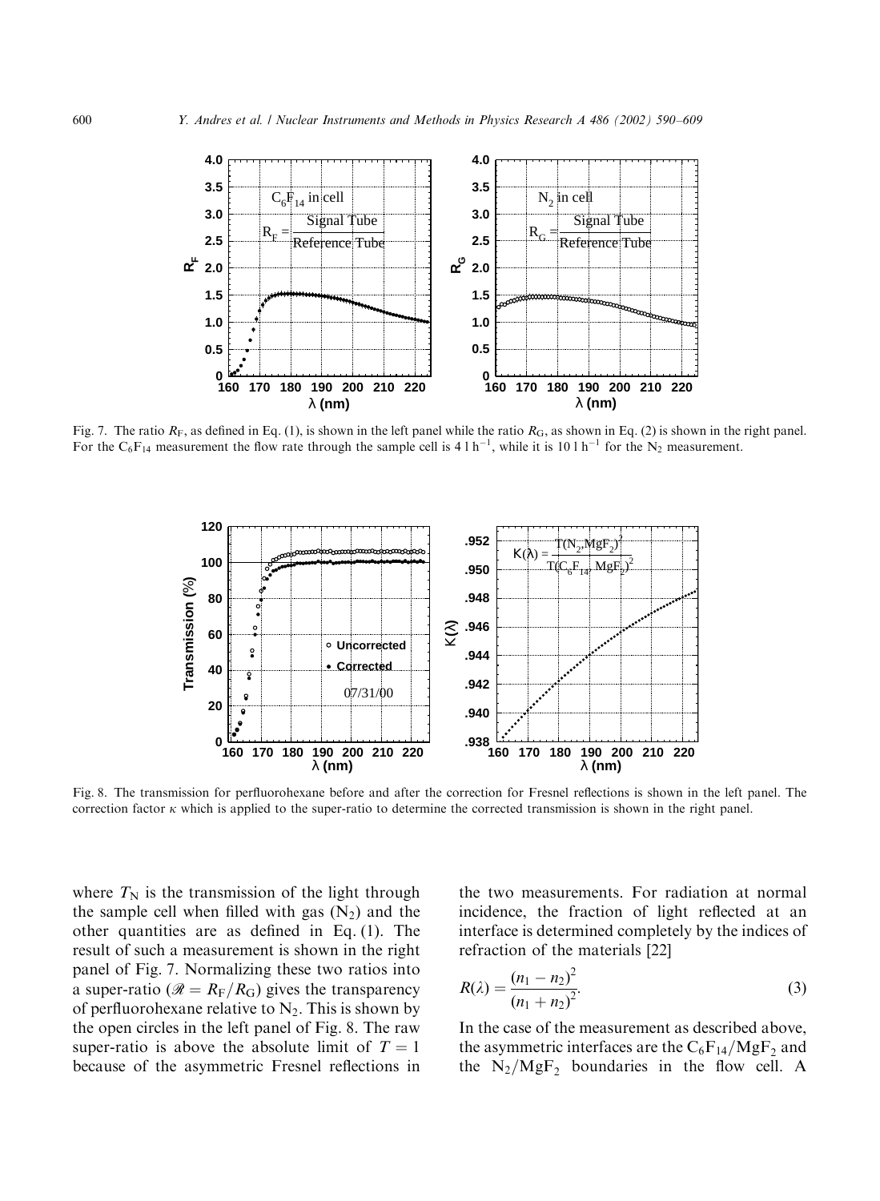$C_6F_{14}$ in cell

$R_F = \frac{\text{Signal Tube}}{\text{Reference Tube}}$

$R_F$

4.0
3.5
3.0
2.5
2.0
1.5
1.0
0.5
0

160 170 180 190 200 210 220

λ (nm)

$N_2$ in cell

$R_G = \frac{\text{Signal Tube}}{\text{Reference Tube}}$

$R_G$

4.0
3.5
3.0
2.5
2.0
1.5
1.0
0.5
0

160 170 180 190 200 210 220

λ (nm)

Fig. 7. The ratio $R_F$, as defined in Eq. (1), is shown in the left panel while the ratio $R_G$, as shown in Eq. (2) is shown in the right panel. For the $C_6F_{14}$ measurement the flow rate through the sample cell is $4\,\mathrm{l\,h^{-1}}$, while it is $10\,\mathrm{l\,h^{-1}}$ for the $N_2$ measurement.

Transmission (%)

120
100
80
60
40
20
0

160 170 180 190 200 210 220

λ (nm)

Uncorrected

Corrected

07/31/00

$K(\lambda) = \frac{T(N_2, MgF_2)^2}{T(C_6F_{14}, MgF_2)^2}$

K(λ)

.952
.950
.948
.946
.944
.942
.940
.938

160 170 180 190 200 210 220

λ (nm)

Fig. 8. The transmission for perfluorohexane before and after the correction for Fresnel reflections is shown in the left panel. The correction factor $\kappa$ which is applied to the super-ratio to determine the corrected transmission is shown in the right panel.

where $T_N$ is the transmission of the light through the sample cell when filled with gas ($N_2$) and the other quantities are as defined in Eq. (1). The result of such a measurement is shown in the right panel of Fig. 7. Normalizing these two ratios into a super-ratio ($\mathscr{R} = R_F/R_G$) gives the transparency of perfluorohexane relative to $N_2$. This is shown by the open circles in the left panel of Fig. 8. The raw super-ratio is above the absolute limit of $T = 1$ because of the asymmetric Fresnel reflections in the two measurements. For radiation at normal incidence, the fraction of light reflected at an interface is determined completely by the indices of refraction of the materials [22]

$$R(\lambda) = \frac{(n_1 - n_2)^2}{(n_1 + n_2)^2}. \tag{3}$$

In the case of the measurement as described above, the asymmetric interfaces are the $C_6F_{14}/MgF_2$ and the $N_2/MgF_2$ boundaries in the flow cell. A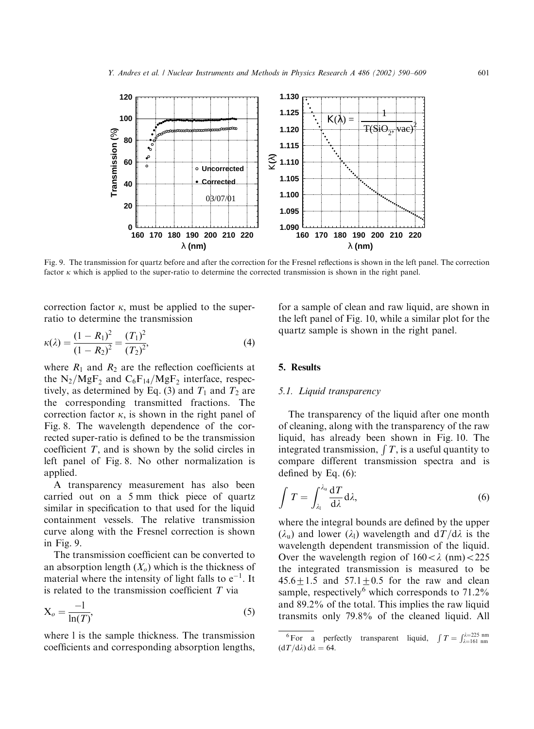120
100
80
60
40
20
0
Transmission (%)
160 170 180 190 200 210 220
λ (nm)
Uncorrected
Corrected
03/07/01

1.130
1.125
1.120
1.115
1.110
1.105
1.100
1.095
1.090
K(λ)
160 170 180 190 200 210 220
λ (nm)
K(λ) = 1 / T(SiO2, vac)^2

Fig. 9. The transmission for quartz before and after the correction for the Fresnel reflections is shown in the left panel. The correction factor $\kappa$ which is applied to the super-ratio to determine the corrected transmission is shown in the right panel.

correction factor $\kappa$, must be applied to the super-ratio to determine the transmission

$$\kappa(\lambda) = \frac{(1 - R_1)^2}{(1 - R_2)^2} = \frac{(T_1)^2}{(T_2)^2}, \tag{4}$$

where $R_1$ and $R_2$ are the reflection coefficients at the $N_2/MgF_2$ and $C_6F_{14}/MgF_2$ interface, respectively, as determined by Eq. (3) and $T_1$ and $T_2$ are the corresponding transmitted fractions. The correction factor $\kappa$, is shown in the right panel of Fig. 8. The wavelength dependence of the corrected super-ratio is defined to be the transmission coefficient $T$, and is shown by the solid circles in left panel of Fig. 8. No other normalization is applied.

A transparency measurement has also been carried out on a 5 mm thick piece of quartz similar in specification to that used for the liquid containment vessels. The relative transmission curve along with the Fresnel correction is shown in Fig. 9.

The transmission coefficient can be converted to an absorption length ($X_o$) which is the thickness of material where the intensity of light falls to $e^{-1}$. It is related to the transmission coefficient $T$ via

$$X_o = \frac{-l}{\ln(T)}, \tag{5}$$

where l is the sample thickness. The transmission coefficients and corresponding absorption lengths, for a sample of clean and raw liquid, are shown in the left panel of Fig. 10, while a similar plot for the quartz sample is shown in the right panel.

## 5. Results

### 5.1. Liquid transparency

The transparency of the liquid after one month of cleaning, along with the transparency of the raw liquid, has already been shown in Fig. 10. The integrated transmission, $\int T$, is a useful quantity to compare different transmission spectra and is defined by Eq. (6):

$$\int T = \int_{\lambda_l}^{\lambda_u} \frac{dT}{d\lambda} d\lambda, \tag{6}$$

where the integral bounds are defined by the upper ($\lambda_u$) and lower ($\lambda_l$) wavelength and $dT/d\lambda$ is the wavelength dependent transmission of the liquid. Over the wavelength region of $160 < \lambda$ (nm) $< 225$ the integrated transmission is measured to be $45.6 \pm 1.5$ and $57.1 \pm 0.5$ for the raw and clean sample, respectively[6] which corresponds to 71.2% and 89.2% of the total. This implies the raw liquid transmits only 79.8% of the cleaned liquid. All

[6] For a perfectly transparent liquid, $\int T = \int_{\lambda=161\ \mathrm{nm}}^{\lambda=225\ \mathrm{nm}} (dT/d\lambda)\, d\lambda = 64$.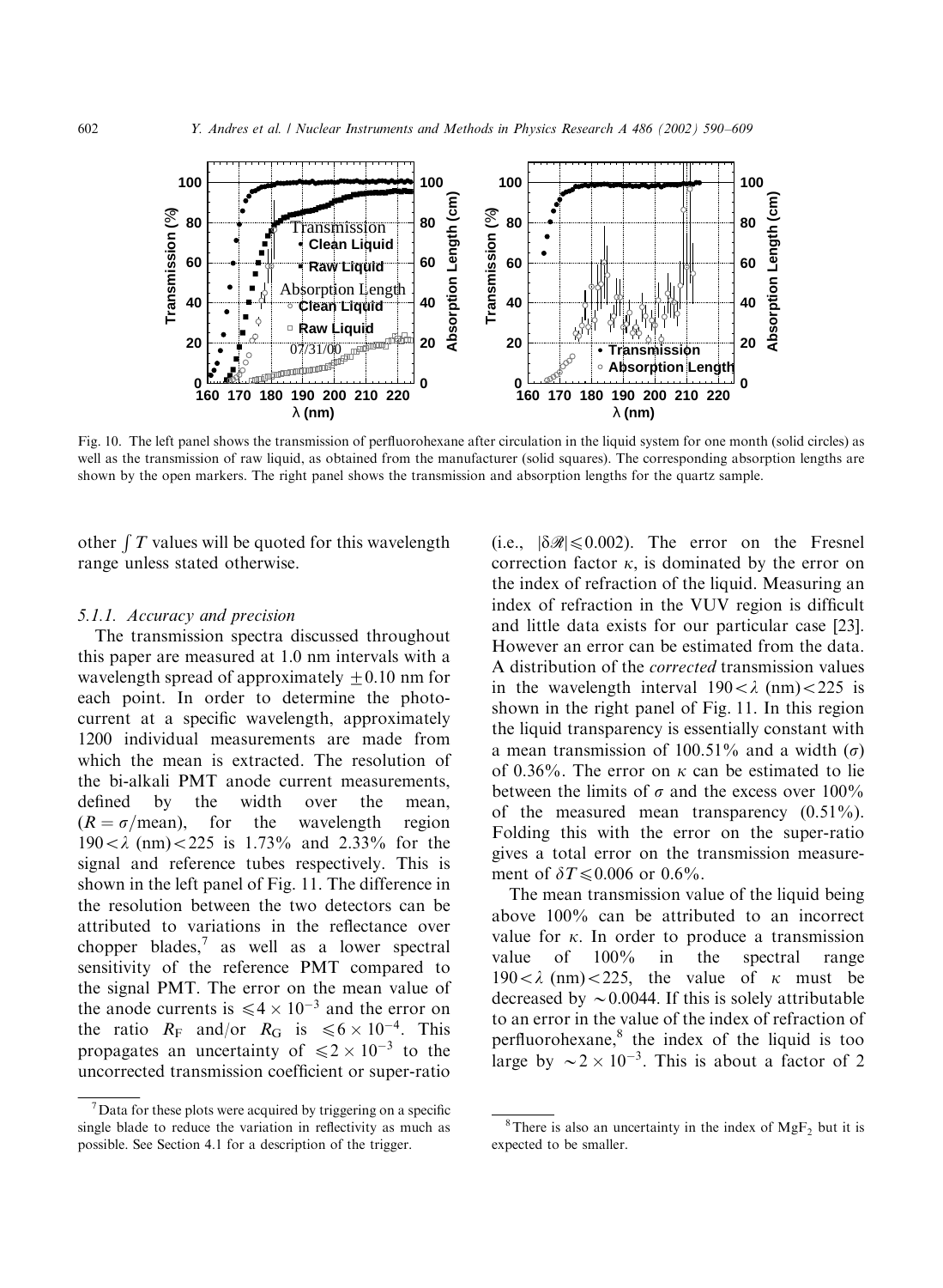Transmission
• Clean Liquid
▪ Raw Liquid
Absorption Length
○ Clean Liquid
□ Raw Liquid
07/31/00

Transmission (%)
Absorption Length (cm)
λ (nm)
0 20 40 60 80 100
160 170 180 190 200 210 220

• Transmission
○ Absorption Length

Fig. 10. The left panel shows the transmission of perfluorohexane after circulation in the liquid system for one month (solid circles) as well as the transmission of raw liquid, as obtained from the manufacturer (solid squares). The corresponding absorption lengths are shown by the open markers. The right panel shows the transmission and absorption lengths for the quartz sample.

other $\int T$ values will be quoted for this wavelength range unless stated otherwise.

#### 5.1.1. Accuracy and precision

The transmission spectra discussed throughout this paper are measured at 1.0 nm intervals with a wavelength spread of approximately $\pm 0.10$ nm for each point. In order to determine the photocurrent at a specific wavelength, approximately 1200 individual measurements are made from which the mean is extracted. The resolution of the bi-alkali PMT anode current measurements, defined by the width over the mean, ($R = \sigma/\text{mean}$), for the wavelength region $190 < \lambda$ (nm) $< 225$ is 1.73% and 2.33% for the signal and reference tubes respectively. This is shown in the left panel of Fig. 11. The difference in the resolution between the two detectors can be attributed to variations in the reflectance over chopper blades,[7] as well as a lower spectral sensitivity of the reference PMT compared to the signal PMT. The error on the mean value of the anode currents is $\leqslant 4 \times 10^{-3}$ and the error on the ratio $R_F$ and/or $R_G$ is $\leqslant 6 \times 10^{-4}$. This propagates an uncertainty of $\leqslant 2 \times 10^{-3}$ to the uncorrected transmission coefficient or super-ratio (i.e., $|\delta\mathscr{R}| \leqslant 0.002$). The error on the Fresnel correction factor $\kappa$, is dominated by the error on the index of refraction of the liquid. Measuring an index of refraction in the VUV region is difficult and little data exists for our particular case [23]. However an error can be estimated from the data. A distribution of the *corrected* transmission values in the wavelength interval $190 < \lambda$ (nm) $< 225$ is shown in the right panel of Fig. 11. In this region the liquid transparency is essentially constant with a mean transmission of 100.51% and a width ($\sigma$) of 0.36%. The error on $\kappa$ can be estimated to lie between the limits of $\sigma$ and the excess over 100% of the measured mean transparency (0.51%). Folding this with the error on the super-ratio gives a total error on the transmission measurement of $\delta T \leqslant 0.006$ or 0.6%.

The mean transmission value of the liquid being above 100% can be attributed to an incorrect value for $\kappa$. In order to produce a transmission value of 100% in the spectral range $190 < \lambda$ (nm) $< 225$, the value of $\kappa$ must be decreased by $\sim 0.0044$. If this is solely attributable to an error in the value of the index of refraction of perfluorohexane,[8] the index of the liquid is too large by $\sim 2 \times 10^{-3}$. This is about a factor of 2

[7] Data for these plots were acquired by triggering on a specific single blade to reduce the variation in reflectivity as much as possible. See Section 4.1 for a description of the trigger.

[8] There is also an uncertainty in the index of $MgF_2$ but it is expected to be smaller.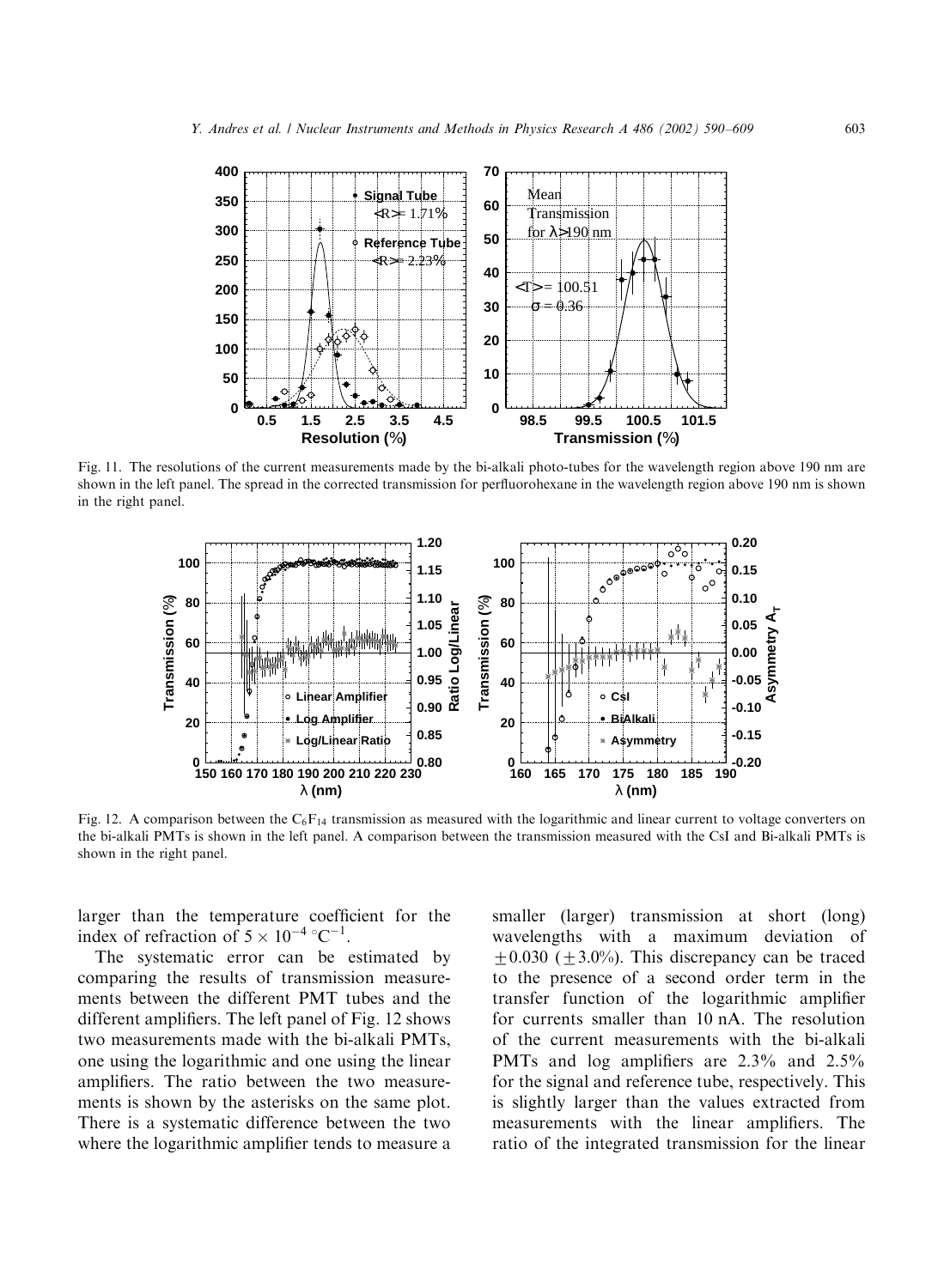400
350
300
250
200
150
100
50
0
0.5 1.5 2.5 3.5 4.5
Resolution (%)

• Signal Tube
<R>= 1.71%
○ Reference Tube
<R>= 2.23%

70
60
50
40
30
20
10
0
98.5 99.5 100.5 101.5
Transmission (%)

Mean
Transmission
for λ>190 nm
<T>= 100.51
σ = 0.36

Fig. 11. The resolutions of the current measurements made by the bi-alkali photo-tubes for the wavelength region above 190 nm are shown in the left panel. The spread in the corrected transmission for perfluorohexane in the wavelength region above 190 nm is shown in the right panel.

Transmission (%)
100
80
60
40
20
0
150 160 170 180 190 200 210 220 230
λ (nm)
Ratio Log/Linear
1.20
1.15
1.10
1.05
1.00
0.95
0.90
0.85
0.80
○ Linear Amplifier
• Log Amplifier
* Log/Linear Ratio

Transmission (%)
100
80
60
40
20
0
160 165 170 175 180 185 190
λ (nm)
Asymmetry $A_T$
0.20
0.15
0.10
0.05
0.00
-0.05
-0.10
-0.15
-0.20
○ CsI
• BiAlkali
* Asymmetry

Fig. 12. A comparison between the $C_6F_{14}$ transmission as measured with the logarithmic and linear current to voltage converters on the bi-alkali PMTs is shown in the left panel. A comparison between the transmission measured with the CsI and Bi-alkali PMTs is shown in the right panel.

larger than the temperature coefficient for the index of refraction of $5 \times 10^{-4}\,^{\circ}\mathrm{C}^{-1}$.

The systematic error can be estimated by comparing the results of transmission measurements between the different PMT tubes and the different amplifiers. The left panel of Fig. 12 shows two measurements made with the bi-alkali PMTs, one using the logarithmic and one using the linear amplifiers. The ratio between the two measurements is shown by the asterisks on the same plot. There is a systematic difference between the two where the logarithmic amplifier tends to measure a smaller (larger) transmission at short (long) wavelengths with a maximum deviation of $\pm 0.030$ ($\pm 3.0\%$). This discrepancy can be traced to the presence of a second order term in the transfer function of the logarithmic amplifier for currents smaller than 10 nA. The resolution of the current measurements with the bi-alkali PMTs and log amplifiers are 2.3% and 2.5% for the signal and reference tube, respectively. This is slightly larger than the values extracted from measurements with the linear amplifiers. The ratio of the integrated transmission for the linear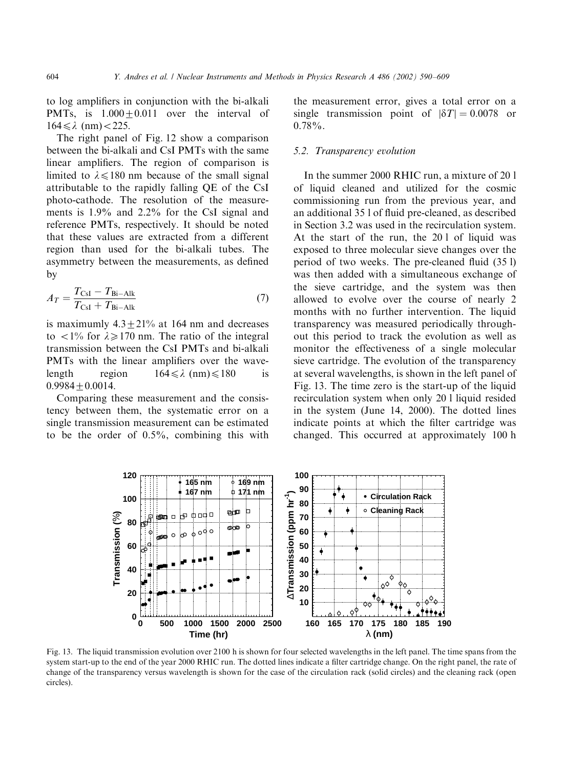to log amplifiers in conjunction with the bi-alkali PMTs, is $1.000 \pm 0.011$ over the interval of $164 \leqslant \lambda$ (nm) $< 225$.

The right panel of Fig. 12 show a comparison between the bi-alkali and CsI PMTs with the same linear amplifiers. The region of comparison is limited to $\lambda \leqslant 180$ nm because of the small signal attributable to the rapidly falling QE of the CsI photo-cathode. The resolution of the measurements is 1.9% and 2.2% for the CsI signal and reference PMTs, respectively. It should be noted that these values are extracted from a different region than used for the bi-alkali tubes. The asymmetry between the measurements, as defined by

$$A_T = \frac{T_{\mathrm{CsI}} - T_{\mathrm{Bi-Alk}}}{T_{\mathrm{CsI}} + T_{\mathrm{Bi-Alk}}} \tag{7}$$

is maximumly $4.3 \pm 21\%$ at 164 nm and decreases to $<1\%$ for $\lambda \geqslant 170$ nm. The ratio of the integral transmission between the CsI PMTs and bi-alkali PMTs with the linear amplifiers over the wavelength region $164 \leqslant \lambda$ (nm) $\leqslant 180$ is $0.9984 \pm 0.0014$.

Comparing these measurement and the consistency between them, the systematic error on a single transmission measurement can be estimated to be the order of 0.5%, combining this with the measurement error, gives a total error on a single transmission point of $|\delta T| = 0.0078$ or 0.78%.

### 5.2. Transparency evolution

In the summer 2000 RHIC run, a mixture of 20 l of liquid cleaned and utilized for the cosmic commissioning run from the previous year, and an additional 35 l of fluid pre-cleaned, as described in Section 3.2 was used in the recirculation system. At the start of the run, the 20 l of liquid was exposed to three molecular sieve changes over the period of two weeks. The pre-cleaned fluid (35 l) was then added with a simultaneous exchange of the sieve cartridge, and the system was then allowed to evolve over the course of nearly 2 months with no further intervention. The liquid transparency was measured periodically throughout this period to track the evolution as well as monitor the effectiveness of a single molecular sieve cartridge. The evolution of the transparency at several wavelengths, is shown in the left panel of Fig. 13. The time zero is the start-up of the liquid recirculation system when only 20 l liquid resided in the system (June 14, 2000). The dotted lines indicate points at which the filter cartridge was changed. This occurred at approximately 100 h

Transmission (%)
Time (hr)
165 nm
167 nm
169 nm
171 nm
0
20
40
60
80
100
120
0
500
1000
1500
2000
2500

ΔTransmission (ppm hr$^{-1}$)
λ (nm)
Circulation Rack
Cleaning Rack
10
20
30
40
50
60
70
80
90
100
160
165
170
175
180
185
190

Fig. 13. The liquid transmission evolution over 2100 h is shown for four selected wavelengths in the left panel. The time spans from the system start-up to the end of the year 2000 RHIC run. The dotted lines indicate a filter cartridge change. On the right panel, the rate of change of the transparency versus wavelength is shown for the case of the circulation rack (solid circles) and the cleaning rack (open circles).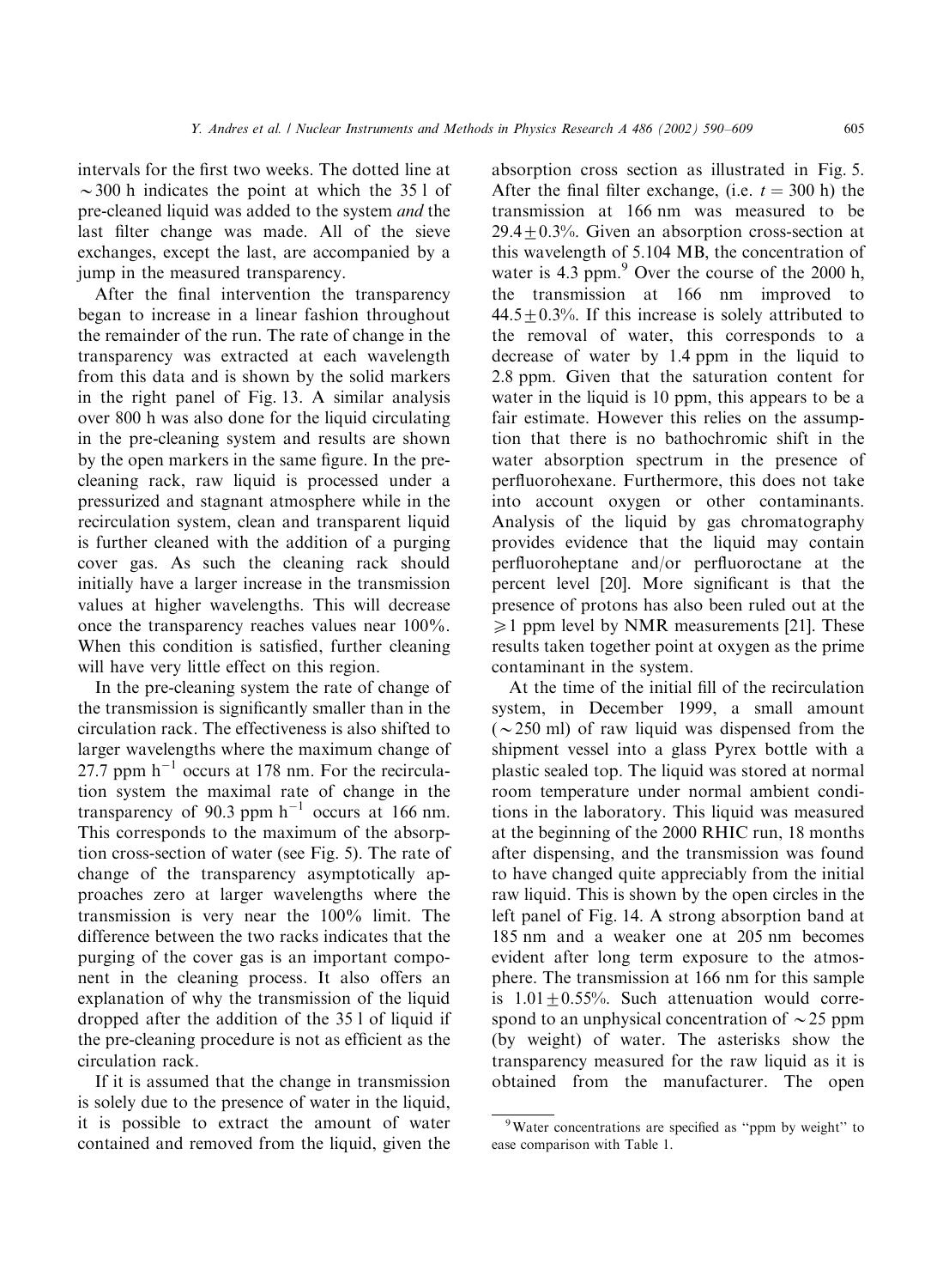intervals for the first two weeks. The dotted line at $\sim 300$ h indicates the point at which the 35 l of pre-cleaned liquid was added to the system *and* the last filter change was made. All of the sieve exchanges, except the last, are accompanied by a jump in the measured transparency.

After the final intervention the transparency began to increase in a linear fashion throughout the remainder of the run. The rate of change in the transparency was extracted at each wavelength from this data and is shown by the solid markers in the right panel of Fig. 13. A similar analysis over 800 h was also done for the liquid circulating in the pre-cleaning system and results are shown by the open markers in the same figure. In the pre-cleaning rack, raw liquid is processed under a pressurized and stagnant atmosphere while in the recirculation system, clean and transparent liquid is further cleaned with the addition of a purging cover gas. As such the cleaning rack should initially have a larger increase in the transmission values at higher wavelengths. This will decrease once the transparency reaches values near 100%. When this condition is satisfied, further cleaning will have very little effect on this region.

In the pre-cleaning system the rate of change of the transmission is significantly smaller than in the circulation rack. The effectiveness is also shifted to larger wavelengths where the maximum change of 27.7 ppm $h^{-1}$ occurs at 178 nm. For the recirculation system the maximal rate of change in the transparency of 90.3 ppm $h^{-1}$ occurs at 166 nm. This corresponds to the maximum of the absorption cross-section of water (see Fig. 5). The rate of change of the transparency asymptotically approaches zero at larger wavelengths where the transmission is very near the 100% limit. The difference between the two racks indicates that the purging of the cover gas is an important component in the cleaning process. It also offers an explanation of why the transmission of the liquid dropped after the addition of the 35 l of liquid if the pre-cleaning procedure is not as efficient as the circulation rack.

If it is assumed that the change in transmission is solely due to the presence of water in the liquid, it is possible to extract the amount of water contained and removed from the liquid, given the absorption cross section as illustrated in Fig. 5. After the final filter exchange, (i.e. $t = 300$ h) the transmission at 166 nm was measured to be $29.4 \pm 0.3\%$. Given an absorption cross-section at this wavelength of 5.104 MB, the concentration of water is 4.3 ppm.[9] Over the course of the 2000 h, the transmission at 166 nm improved to $44.5 \pm 0.3\%$. If this increase is solely attributed to the removal of water, this corresponds to a decrease of water by 1.4 ppm in the liquid to 2.8 ppm. Given that the saturation content for water in the liquid is 10 ppm, this appears to be a fair estimate. However this relies on the assumption that there is no bathochromic shift in the water absorption spectrum in the presence of perfluorohexane. Furthermore, this does not take into account oxygen or other contaminants. Analysis of the liquid by gas chromatography provides evidence that the liquid may contain perfluoroheptane and/or perfluorooctane at the percent level [20]. More significant is that the presence of protons has also been ruled out at the $\geqslant 1$ ppm level by NMR measurements [21]. These results taken together point at oxygen as the prime contaminant in the system.

At the time of the initial fill of the recirculation system, in December 1999, a small amount ($\sim 250$ ml) of raw liquid was dispensed from the shipment vessel into a glass Pyrex bottle with a plastic sealed top. The liquid was stored at normal room temperature under normal ambient conditions in the laboratory. This liquid was measured at the beginning of the 2000 RHIC run, 18 months after dispensing, and the transmission was found to have changed quite appreciably from the initial raw liquid. This is shown by the open circles in the left panel of Fig. 14. A strong absorption band at 185 nm and a weaker one at 205 nm becomes evident after long term exposure to the atmosphere. The transmission at 166 nm for this sample is $1.01 \pm 0.55\%$. Such attenuation would correspond to an unphysical concentration of $\sim 25$ ppm (by weight) of water. The asterisks show the transparency measured for the raw liquid as it is obtained from the manufacturer. The open

[9] Water concentrations are specified as "ppm by weight" to ease comparison with Table 1.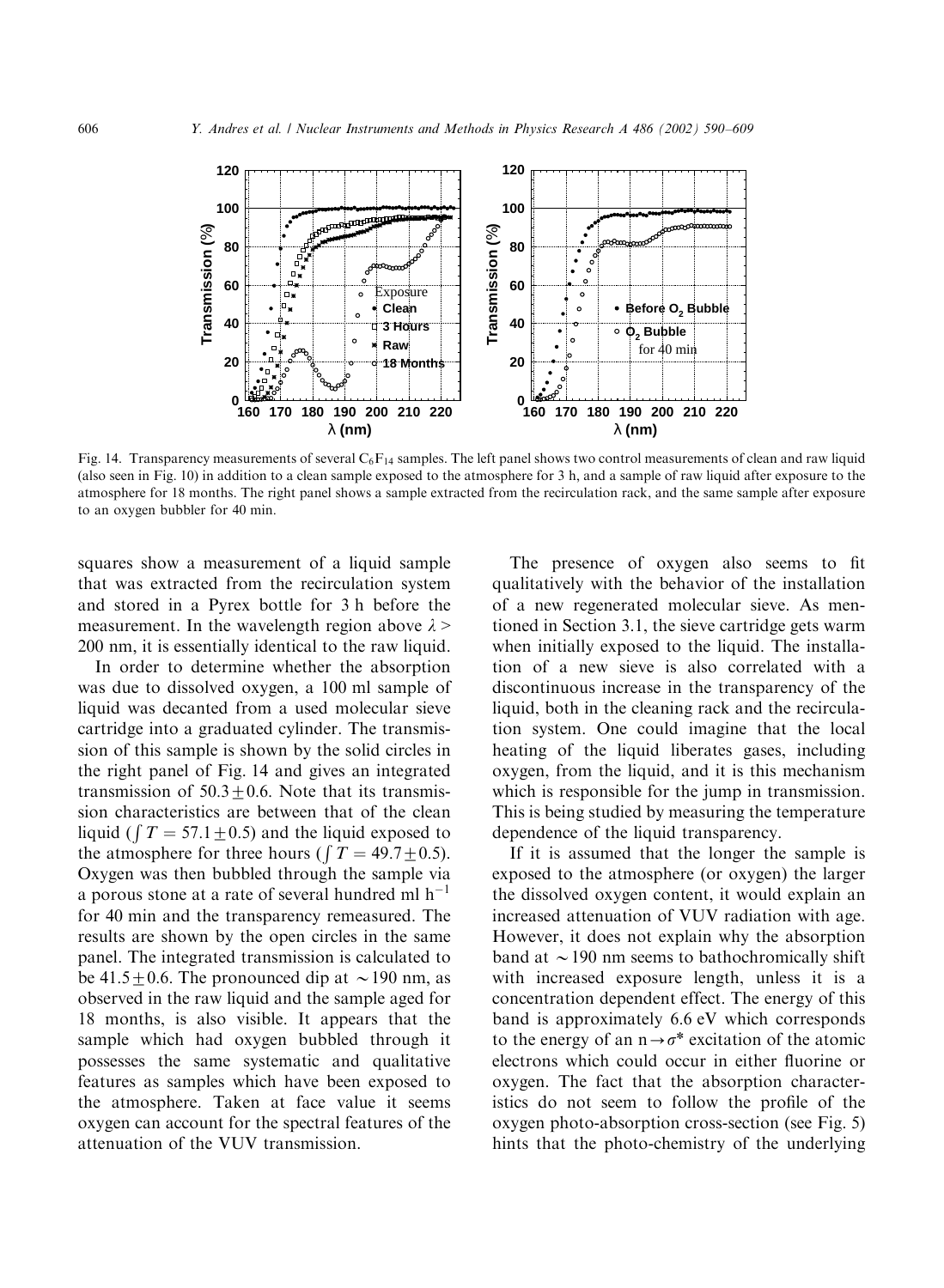120
100
80
60
40
20
0
160 170 180 190 200 210 220
Transmission (%)
λ (nm)
Exposure
Clean
3 Hours
Raw
18 Months

120
100
80
60
40
20
0
160 170 180 190 200 210 220
Transmission (%)
λ (nm)
Before $O_2$ Bubble
$O_2$ Bubble
for 40 min

Fig. 14. Transparency measurements of several $C_6F_{14}$ samples. The left panel shows two control measurements of clean and raw liquid (also seen in Fig. 10) in addition to a clean sample exposed to the atmosphere for 3 h, and a sample of raw liquid after exposure to the atmosphere for 18 months. The right panel shows a sample extracted from the recirculation rack, and the same sample after exposure to an oxygen bubbler for 40 min.

squares show a measurement of a liquid sample that was extracted from the recirculation system and stored in a Pyrex bottle for 3 h before the measurement. In the wavelength region above $\lambda >$ 200 nm, it is essentially identical to the raw liquid.

In order to determine whether the absorption was due to dissolved oxygen, a 100 ml sample of liquid was decanted from a used molecular sieve cartridge into a graduated cylinder. The transmission of this sample is shown by the solid circles in the right panel of Fig. 14 and gives an integrated transmission of $50.3 \pm 0.6$. Note that its transmission characteristics are between that of the clean liquid ($\int T = 57.1 \pm 0.5$) and the liquid exposed to the atmosphere for three hours ($\int T = 49.7 \pm 0.5$). Oxygen was then bubbled through the sample via a porous stone at a rate of several hundred ml $h^{-1}$ for 40 min and the transparency remeasured. The results are shown by the open circles in the same panel. The integrated transmission is calculated to be $41.5 \pm 0.6$. The pronounced dip at $\sim 190$ nm, as observed in the raw liquid and the sample aged for 18 months, is also visible. It appears that the sample which had oxygen bubbled through it possesses the same systematic and qualitative features as samples which have been exposed to the atmosphere. Taken at face value it seems oxygen can account for the spectral features of the attenuation of the VUV transmission.

The presence of oxygen also seems to fit qualitatively with the behavior of the installation of a new regenerated molecular sieve. As mentioned in Section 3.1, the sieve cartridge gets warm when initially exposed to the liquid. The installation of a new sieve is also correlated with a discontinuous increase in the transparency of the liquid, both in the cleaning rack and the recirculation system. One could imagine that the local heating of the liquid liberates gases, including oxygen, from the liquid, and it is this mechanism which is responsible for the jump in transmission. This is being studied by measuring the temperature dependence of the liquid transparency.

If it is assumed that the longer the sample is exposed to the atmosphere (or oxygen) the larger the dissolved oxygen content, it would explain an increased attenuation of VUV radiation with age. However, it does not explain why the absorption band at $\sim 190$ nm seems to bathochromically shift with increased exposure length, unless it is a concentration dependent effect. The energy of this band is approximately 6.6 eV which corresponds to the energy of an $n \rightarrow \sigma^*$ excitation of the atomic electrons which could occur in either fluorine or oxygen. The fact that the absorption characteristics do not seem to follow the profile of the oxygen photo-absorption cross-section (see Fig. 5) hints that the photo-chemistry of the underlying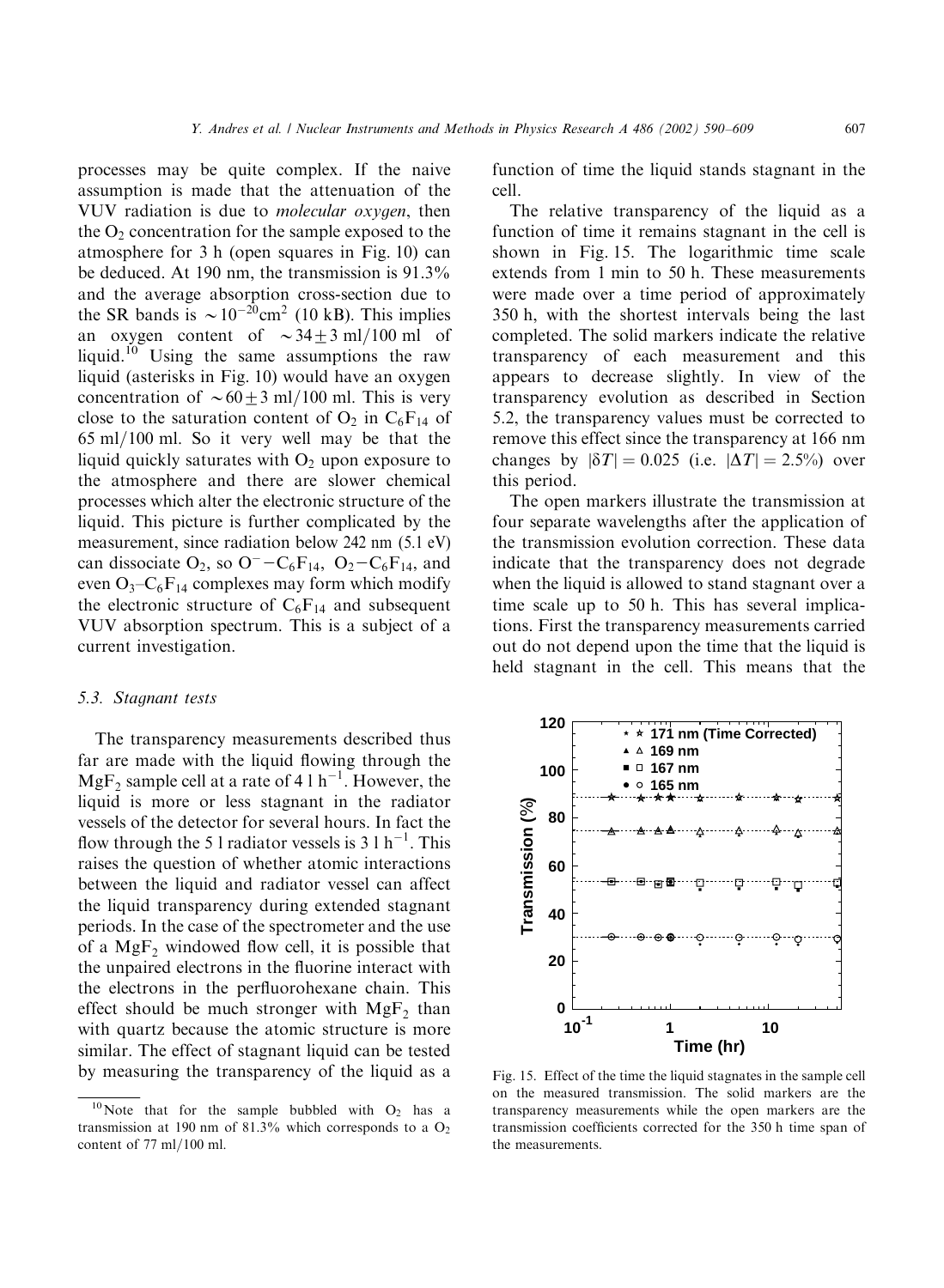processes may be quite complex. If the naive assumption is made that the attenuation of the VUV radiation is due to *molecular oxygen*, then the $O_2$ concentration for the sample exposed to the atmosphere for 3 h (open squares in Fig. 10) can be deduced. At 190 nm, the transmission is 91.3% and the average absorption cross-section due to the SR bands is $\sim 10^{-20}$ cm$^2$ (10 kB). This implies an oxygen content of $\sim 34 \pm 3$ ml/100 ml of liquid.[10] Using the same assumptions the raw liquid (asterisks in Fig. 10) would have an oxygen concentration of $\sim 60 \pm 3$ ml/100 ml. This is very close to the saturation content of $O_2$ in $C_6F_{14}$ of 65 ml/100 ml. So it very well may be that the liquid quickly saturates with $O_2$ upon exposure to the atmosphere and there are slower chemical processes which alter the electronic structure of the liquid. This picture is further complicated by the measurement, since radiation below 242 nm (5.1 eV) can dissociate $O_2$, so $O^-{-}C_6F_{14}$, $O_2{-}C_6F_{14}$, and even $O_3{-}C_6F_{14}$ complexes may form which modify the electronic structure of $C_6F_{14}$ and subsequent VUV absorption spectrum. This is a subject of a current investigation.

### 5.3. Stagnant tests

The transparency measurements described thus far are made with the liquid flowing through the $MgF_2$ sample cell at a rate of 4 l h$^{-1}$. However, the liquid is more or less stagnant in the radiator vessels of the detector for several hours. In fact the flow through the 5 l radiator vessels is 3 l h$^{-1}$. This raises the question of whether atomic interactions between the liquid and radiator vessel can affect the liquid transparency during extended stagnant periods. In the case of the spectrometer and the use of a $MgF_2$ windowed flow cell, it is possible that the unpaired electrons in the fluorine interact with the electrons in the perfluorohexane chain. This effect should be much stronger with $MgF_2$ than with quartz because the atomic structure is more similar. The effect of stagnant liquid can be tested by measuring the transparency of the liquid as a function of time the liquid stands stagnant in the cell.

The relative transparency of the liquid as a function of time it remains stagnant in the cell is shown in Fig. 15. The logarithmic time scale extends from 1 min to 50 h. These measurements were made over a time period of approximately 350 h, with the shortest intervals being the last completed. The solid markers indicate the relative transparency of each measurement and this appears to decrease slightly. In view of the transparency evolution as described in Section 5.2, the transparency values must be corrected to remove this effect since the transparency at 166 nm changes by $|\delta T| = 0.025$ (i.e. $|\Delta T| = 2.5\%$) over this period.

The open markers illustrate the transmission at four separate wavelengths after the application of the transmission evolution correction. These data indicate that the transparency does not degrade when the liquid is allowed to stand stagnant over a time scale up to 50 h. This has several implications. First the transparency measurements carried out do not depend upon the time that the liquid is held stagnant in the cell. This means that the

171 nm (Time Corrected)
169 nm
167 nm
165 nm
Transmission (%)
Time (hr)
0
20
40
60
80
100
120
$10^{-1}$
1
10

Fig. 15. Effect of the time the liquid stagnates in the sample cell on the measured transmission. The solid markers are the transparency measurements while the open markers are the transmission coefficients corrected for the 350 h time span of the measurements.

[10] Note that for the sample bubbled with $O_2$ has a transmission at 190 nm of 81.3% which corresponds to a $O_2$ content of 77 ml/100 ml.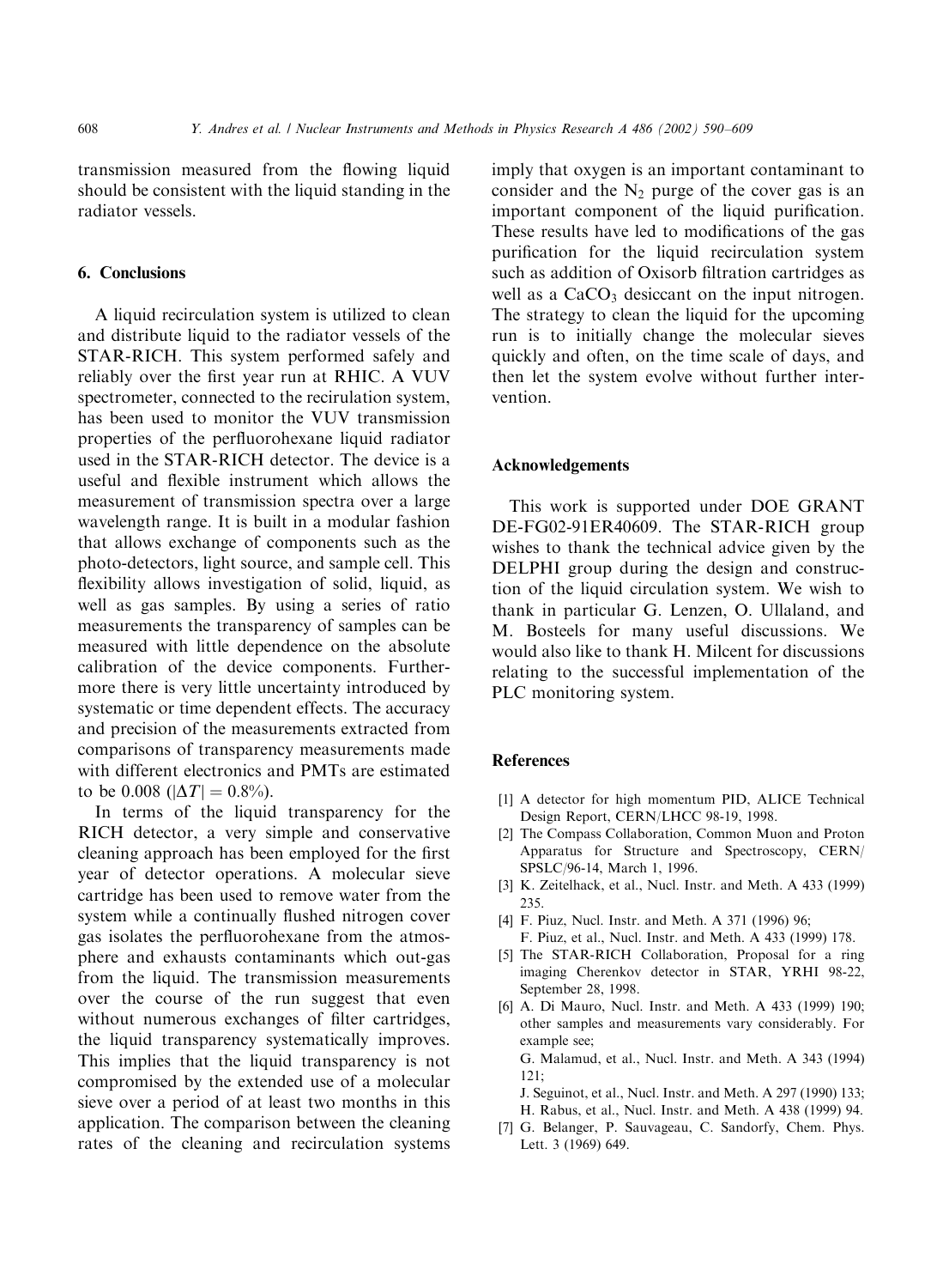transmission measured from the flowing liquid should be consistent with the liquid standing in the radiator vessels.

## 6. Conclusions

A liquid recirculation system is utilized to clean and distribute liquid to the radiator vessels of the STAR-RICH. This system performed safely and reliably over the first year run at RHIC. A VUV spectrometer, connected to the recirulation system, has been used to monitor the VUV transmission properties of the perfluorohexane liquid radiator used in the STAR-RICH detector. The device is a useful and flexible instrument which allows the measurement of transmission spectra over a large wavelength range. It is built in a modular fashion that allows exchange of components such as the photo-detectors, light source, and sample cell. This flexibility allows investigation of solid, liquid, as well as gas samples. By using a series of ratio measurements the transparency of samples can be measured with little dependence on the absolute calibration of the device components. Furthermore there is very little uncertainty introduced by systematic or time dependent effects. The accuracy and precision of the measurements extracted from comparisons of transparency measurements made with different electronics and PMTs are estimated to be 0.008 ($|\Delta T| = 0.8\%$).

In terms of the liquid transparency for the RICH detector, a very simple and conservative cleaning approach has been employed for the first year of detector operations. A molecular sieve cartridge has been used to remove water from the system while a continually flushed nitrogen cover gas isolates the perfluorohexane from the atmosphere and exhausts contaminants which out-gas from the liquid. The transmission measurements over the course of the run suggest that even without numerous exchanges of filter cartridges, the liquid transparency systematically improves. This implies that the liquid transparency is not compromised by the extended use of a molecular sieve over a period of at least two months in this application. The comparison between the cleaning rates of the cleaning and recirculation systems imply that oxygen is an important contaminant to consider and the $N_2$ purge of the cover gas is an important component of the liquid purification. These results have led to modifications of the gas purification for the liquid recirculation system such as addition of Oxisorb filtration cartridges as well as a $CaCO_3$ desiccant on the input nitrogen. The strategy to clean the liquid for the upcoming run is to initially change the molecular sieves quickly and often, on the time scale of days, and then let the system evolve without further intervention.

## Acknowledgements

This work is supported under DOE GRANT DE-FG02-91ER40609. The STAR-RICH group wishes to thank the technical advice given by the DELPHI group during the design and construction of the liquid circulation system. We wish to thank in particular G. Lenzen, O. Ullaland, and M. Bosteels for many useful discussions. We would also like to thank H. Milcent for discussions relating to the successful implementation of the PLC monitoring system.

## References

[1] A detector for high momentum PID, ALICE Technical Design Report, CERN/LHCC 98-19, 1998.

[2] The Compass Collaboration, Common Muon and Proton Apparatus for Structure and Spectroscopy, CERN/SPSLC/96-14, March 1, 1996.

[3] K. Zeitelhack, et al., Nucl. Instr. and Meth. A 433 (1999) 235.

[4] F. Piuz, Nucl. Instr. and Meth. A 371 (1996) 96; F. Piuz, et al., Nucl. Instr. and Meth. A 433 (1999) 178.

[5] The STAR-RICH Collaboration, Proposal for a ring imaging Cherenkov detector in STAR, YRHI 98-22, September 28, 1998.

[6] A. Di Mauro, Nucl. Instr. and Meth. A 433 (1999) 190; other samples and measurements vary considerably. For example see;
G. Malamud, et al., Nucl. Instr. and Meth. A 343 (1994) 121;
J. Seguinot, et al., Nucl. Instr. and Meth. A 297 (1990) 133;
H. Rabus, et al., Nucl. Instr. and Meth. A 438 (1999) 94.

[7] G. Belanger, P. Sauvageau, C. Sandorfy, Chem. Phys. Lett. 3 (1969) 649.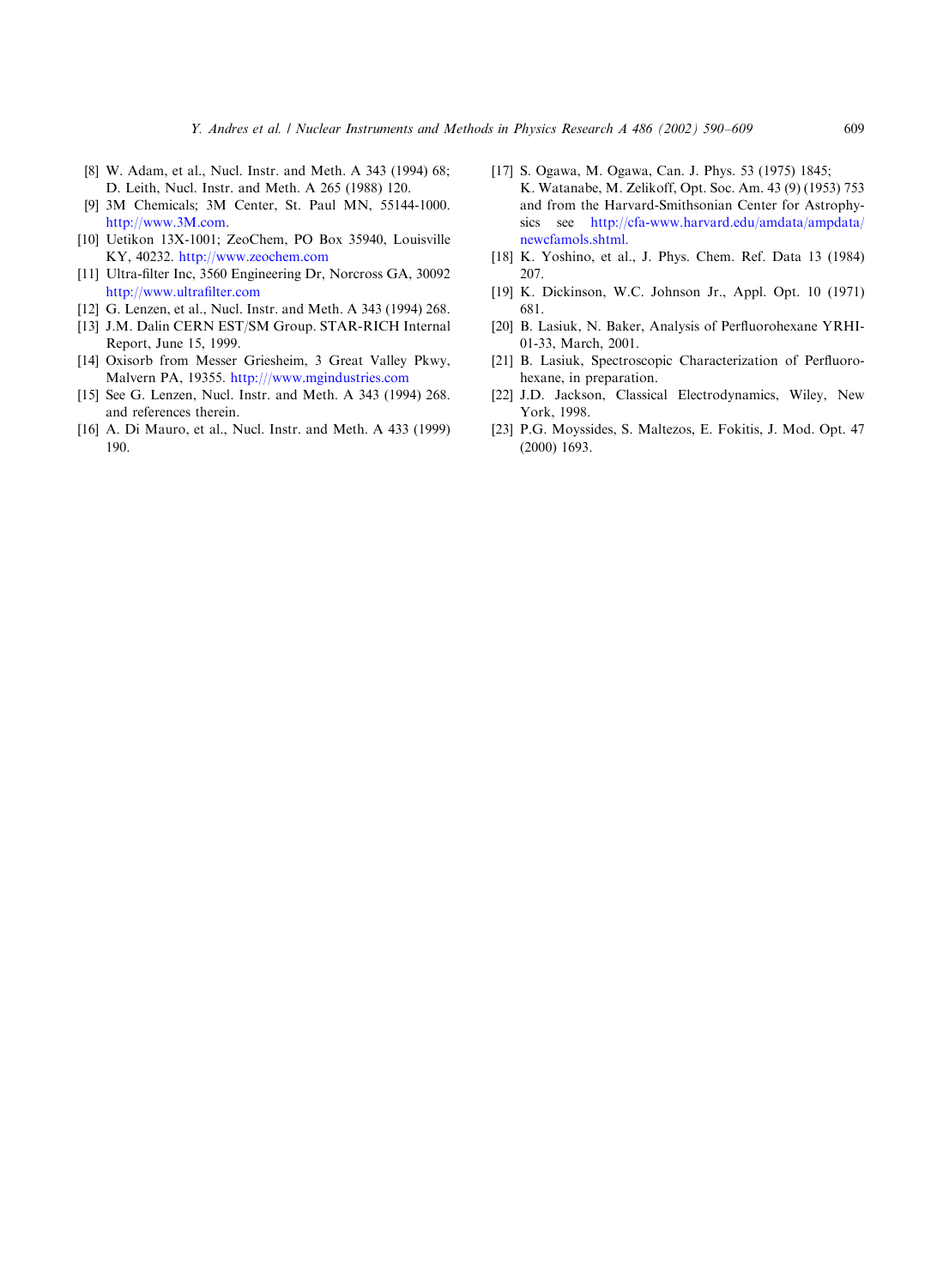[8] W. Adam, et al., Nucl. Instr. and Meth. A 343 (1994) 68; D. Leith, Nucl. Instr. and Meth. A 265 (1988) 120.

[9] 3M Chemicals; 3M Center, St. Paul MN, 55144-1000. http://www.3M.com.

[10] Uetikon 13X-1001; ZeoChem, PO Box 35940, Louisville KY, 40232. http://www.zeochem.com

[11] Ultra-filter Inc, 3560 Engineering Dr, Norcross GA, 30092 http://www.ultrafilter.com

[12] G. Lenzen, et al., Nucl. Instr. and Meth. A 343 (1994) 268.

[13] J.M. Dalin CERN EST/SM Group. STAR-RICH Internal Report, June 15, 1999.

[14] Oxisorb from Messer Griesheim, 3 Great Valley Pkwy, Malvern PA, 19355. http:///www.mgindustries.com

[15] See G. Lenzen, Nucl. Instr. and Meth. A 343 (1994) 268. and references therein.

[16] A. Di Mauro, et al., Nucl. Instr. and Meth. A 433 (1999) 190.

[17] S. Ogawa, M. Ogawa, Can. J. Phys. 53 (1975) 1845; K. Watanabe, M. Zelikoff, Opt. Soc. Am. 43 (9) (1953) 753 and from the Harvard-Smithsonian Center for Astrophysics see http://cfa-www.harvard.edu/amdata/ampdata/newcfamols.shtml.

[18] K. Yoshino, et al., J. Phys. Chem. Ref. Data 13 (1984) 207.

[19] K. Dickinson, W.C. Johnson Jr., Appl. Opt. 10 (1971) 681.

[20] B. Lasiuk, N. Baker, Analysis of Perfluorohexane YRHI-01-33, March, 2001.

[21] B. Lasiuk, Spectroscopic Characterization of Perfluorohexane, in preparation.

[22] J.D. Jackson, Classical Electrodynamics, Wiley, New York, 1998.

[23] P.G. Moyssides, S. Maltezos, E. Fokitis, J. Mod. Opt. 47 (2000) 1693.